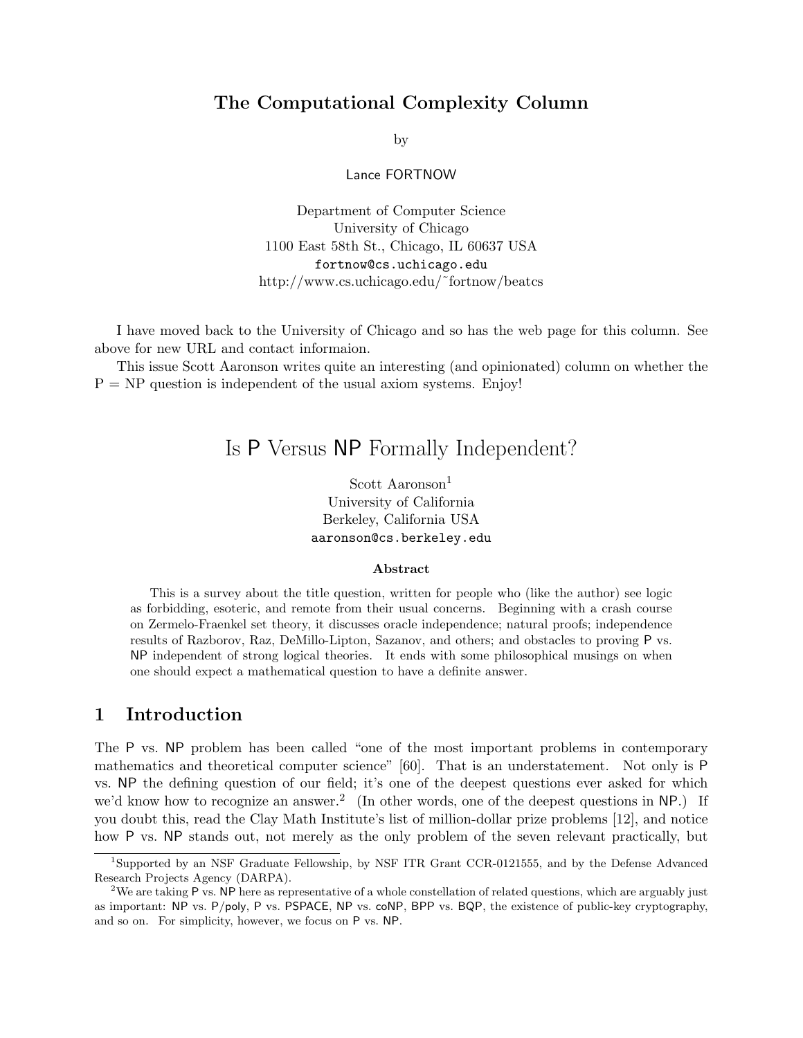## The Computational Complexity Column

by

Lance FORTNOW

Department of Computer Science
University of Chicago
1100 East 58th St., Chicago, IL 60637 USA
fortnow@cs.uchicago.edu
http://www.cs.uchicago.edu/~fortnow/beatcs

I have moved back to the University of Chicago and so has the web page for this column. See above for new URL and contact informaion.

This issue Scott Aaronson writes quite an interesting (and opinionated) column on whether the P = NP question is independent of the usual axiom systems. Enjoy!

# Is P Versus NP Formally Independent?

Scott Aaronson[1]
University of California
Berkeley, California USA
aaronson@cs.berkeley.edu

**Abstract**

This is a survey about the title question, written for people who (like the author) see logic as forbidding, esoteric, and remote from their usual concerns. Beginning with a crash course on Zermelo-Fraenkel set theory, it discusses oracle independence; natural proofs; independence results of Razborov, Raz, DeMillo-Lipton, Sazanov, and others; and obstacles to proving P vs. NP independent of strong logical theories. It ends with some philosophical musings on when one should expect a mathematical question to have a definite answer.

## 1 Introduction

The P vs. NP problem has been called "one of the most important problems in contemporary mathematics and theoretical computer science" [60]. That is an understatement. Not only is P vs. NP the defining question of our field; it's one of the deepest questions ever asked for which we'd know how to recognize an answer.[2] (In other words, one of the deepest questions in NP.) If you doubt this, read the Clay Math Institute's list of million-dollar prize problems [12], and notice how P vs. NP stands out, not merely as the only problem of the seven relevant practically, but

[1] Supported by an NSF Graduate Fellowship, by NSF ITR Grant CCR-0121555, and by the Defense Advanced Research Projects Agency (DARPA).

[2] We are taking P vs. NP here as representative of a whole constellation of related questions, which are arguably just as important: NP vs. P/poly, P vs. PSPACE, NP vs. coNP, BPP vs. BQP, the existence of public-key cryptography, and so on. For simplicity, however, we focus on P vs. NP.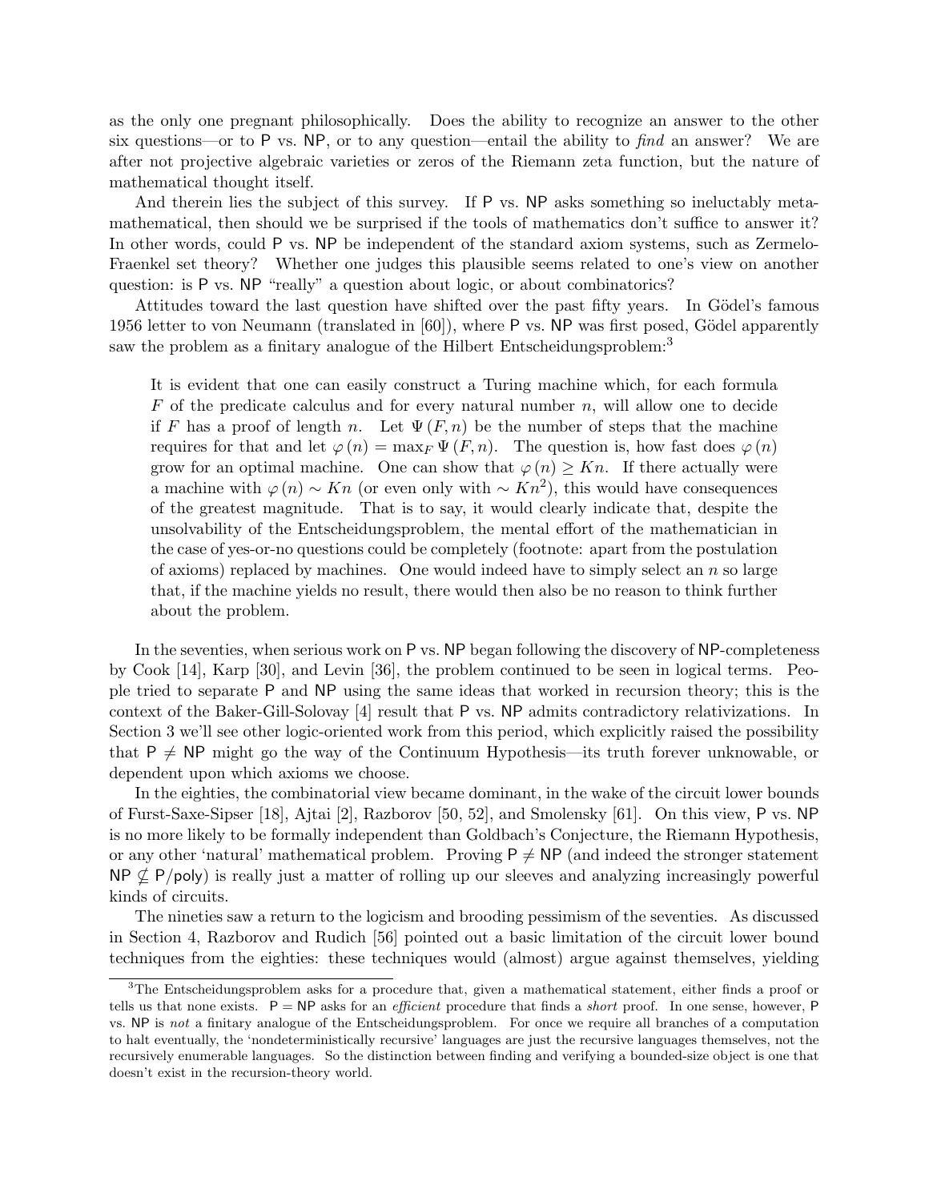as the only one pregnant philosophically. Does the ability to recognize an answer to the other six questions—or to P vs. NP, or to any question—entail the ability to *find* an answer? We are after not projective algebraic varieties or zeros of the Riemann zeta function, but the nature of mathematical thought itself.

And therein lies the subject of this survey. If P vs. NP asks something so ineluctably metamathematical, then should we be surprised if the tools of mathematics don't suffice to answer it? In other words, could P vs. NP be independent of the standard axiom systems, such as Zermelo-Fraenkel set theory? Whether one judges this plausible seems related to one's view on another question: is P vs. NP "really" a question about logic, or about combinatorics?

Attitudes toward the last question have shifted over the past fifty years. In Gödel's famous 1956 letter to von Neumann (translated in [60]), where P vs. NP was first posed, Gödel apparently saw the problem as a finitary analogue of the Hilbert Entscheidungsproblem:[3]

> It is evident that one can easily construct a Turing machine which, for each formula $F$ of the predicate calculus and for every natural number $n$, will allow one to decide if $F$ has a proof of length $n$. Let $\Psi(F, n)$ be the number of steps that the machine requires for that and let $\varphi(n) = \max_F \Psi(F, n)$. The question is, how fast does $\varphi(n)$ grow for an optimal machine. One can show that $\varphi(n) \geq Kn$. If there actually were a machine with $\varphi(n) \sim Kn$ (or even only with $\sim Kn^2$), this would have consequences of the greatest magnitude. That is to say, it would clearly indicate that, despite the unsolvability of the Entscheidungsproblem, the mental effort of the mathematician in the case of yes-or-no questions could be completely (footnote: apart from the postulation of axioms) replaced by machines. One would indeed have to simply select an $n$ so large that, if the machine yields no result, there would then also be no reason to think further about the problem.

In the seventies, when serious work on P vs. NP began following the discovery of NP-completeness by Cook [14], Karp [30], and Levin [36], the problem continued to be seen in logical terms. People tried to separate P and NP using the same ideas that worked in recursion theory; this is the context of the Baker-Gill-Solovay [4] result that P vs. NP admits contradictory relativizations. In Section 3 we'll see other logic-oriented work from this period, which explicitly raised the possibility that $\mathsf{P} \neq \mathsf{NP}$ might go the way of the Continuum Hypothesis—its truth forever unknowable, or dependent upon which axioms we choose.

In the eighties, the combinatorial view became dominant, in the wake of the circuit lower bounds of Furst-Saxe-Sipser [18], Ajtai [2], Razborov [50, 52], and Smolensky [61]. On this view, P vs. NP is no more likely to be formally independent than Goldbach's Conjecture, the Riemann Hypothesis, or any other 'natural' mathematical problem. Proving $\mathsf{P} \neq \mathsf{NP}$ (and indeed the stronger statement $\mathsf{NP} \not\subseteq \mathsf{P/poly}$) is really just a matter of rolling up our sleeves and analyzing increasingly powerful kinds of circuits.

The nineties saw a return to the logicism and brooding pessimism of the seventies. As discussed in Section 4, Razborov and Rudich [56] pointed out a basic limitation of the circuit lower bound techniques from the eighties: these techniques would (almost) argue against themselves, yielding

[3] The Entscheidungsproblem asks for a procedure that, given a mathematical statement, either finds a proof or tells us that none exists. $\mathsf{P} = \mathsf{NP}$ asks for an *efficient* procedure that finds a *short* proof. In one sense, however, P vs. NP is *not* a finitary analogue of the Entscheidungsproblem. For once we require all branches of a computation to halt eventually, the 'nondeterministically recursive' languages are just the recursive languages themselves, not the recursively enumerable languages. So the distinction between finding and verifying a bounded-size object is one that doesn't exist in the recursion-theory world.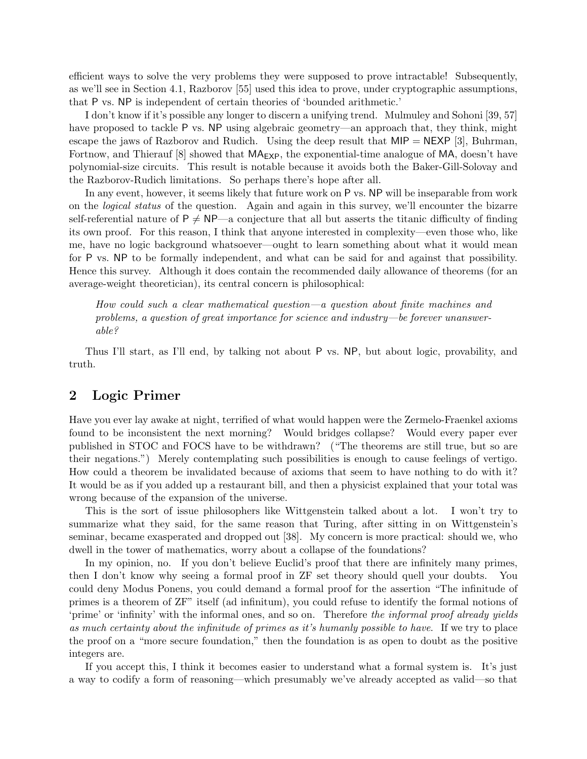efficient ways to solve the very problems they were supposed to prove intractable! Subsequently, as we'll see in Section 4.1, Razborov [55] used this idea to prove, under cryptographic assumptions, that P vs. NP is independent of certain theories of 'bounded arithmetic.'

I don't know if it's possible any longer to discern a unifying trend. Mulmuley and Sohoni [39, 57] have proposed to tackle P vs. NP using algebraic geometry—an approach that, they think, might escape the jaws of Razborov and Rudich. Using the deep result that MIP = NEXP [3], Buhrman, Fortnow, and Thierauf [8] showed that $\mathsf{MA}_{\mathsf{EXP}}$, the exponential-time analogue of MA, doesn't have polynomial-size circuits. This result is notable because it avoids both the Baker-Gill-Solovay and the Razborov-Rudich limitations. So perhaps there's hope after all.

In any event, however, it seems likely that future work on P vs. NP will be inseparable from work on the *logical status* of the question. Again and again in this survey, we'll encounter the bizarre self-referential nature of $\mathsf{P} \neq \mathsf{NP}$—a conjecture that all but asserts the titanic difficulty of finding its own proof. For this reason, I think that anyone interested in complexity—even those who, like me, have no logic background whatsoever—ought to learn something about what it would mean for P vs. NP to be formally independent, and what can be said for and against that possibility. Hence this survey. Although it does contain the recommended daily allowance of theorems (for an average-weight theoretician), its central concern is philosophical:

> *How could such a clear mathematical question—a question about finite machines and problems, a question of great importance for science and industry—be forever unanswerable?*

Thus I'll start, as I'll end, by talking not about P vs. NP, but about logic, provability, and truth.

## 2 Logic Primer

Have you ever lay awake at night, terrified of what would happen were the Zermelo-Fraenkel axioms found to be inconsistent the next morning? Would bridges collapse? Would every paper ever published in STOC and FOCS have to be withdrawn? ("The theorems are still true, but so are their negations.") Merely contemplating such possibilities is enough to cause feelings of vertigo. How could a theorem be invalidated because of axioms that seem to have nothing to do with it? It would be as if you added up a restaurant bill, and then a physicist explained that your total was wrong because of the expansion of the universe.

This is the sort of issue philosophers like Wittgenstein talked about a lot. I won't try to summarize what they said, for the same reason that Turing, after sitting in on Wittgenstein's seminar, became exasperated and dropped out [38]. My concern is more practical: should we, who dwell in the tower of mathematics, worry about a collapse of the foundations?

In my opinion, no. If you don't believe Euclid's proof that there are infinitely many primes, then I don't know why seeing a formal proof in ZF set theory should quell your doubts. You could deny Modus Ponens, you could demand a formal proof for the assertion "The infinitude of primes is a theorem of ZF" itself (ad infinitum), you could refuse to identify the formal notions of 'prime' or 'infinity' with the informal ones, and so on. Therefore *the informal proof already yields as much certainty about the infinitude of primes as it's humanly possible to have*. If we try to place the proof on a "more secure foundation," then the foundation is as open to doubt as the positive integers are.

If you accept this, I think it becomes easier to understand what a formal system is. It's just a way to codify a form of reasoning—which presumably we've already accepted as valid—so that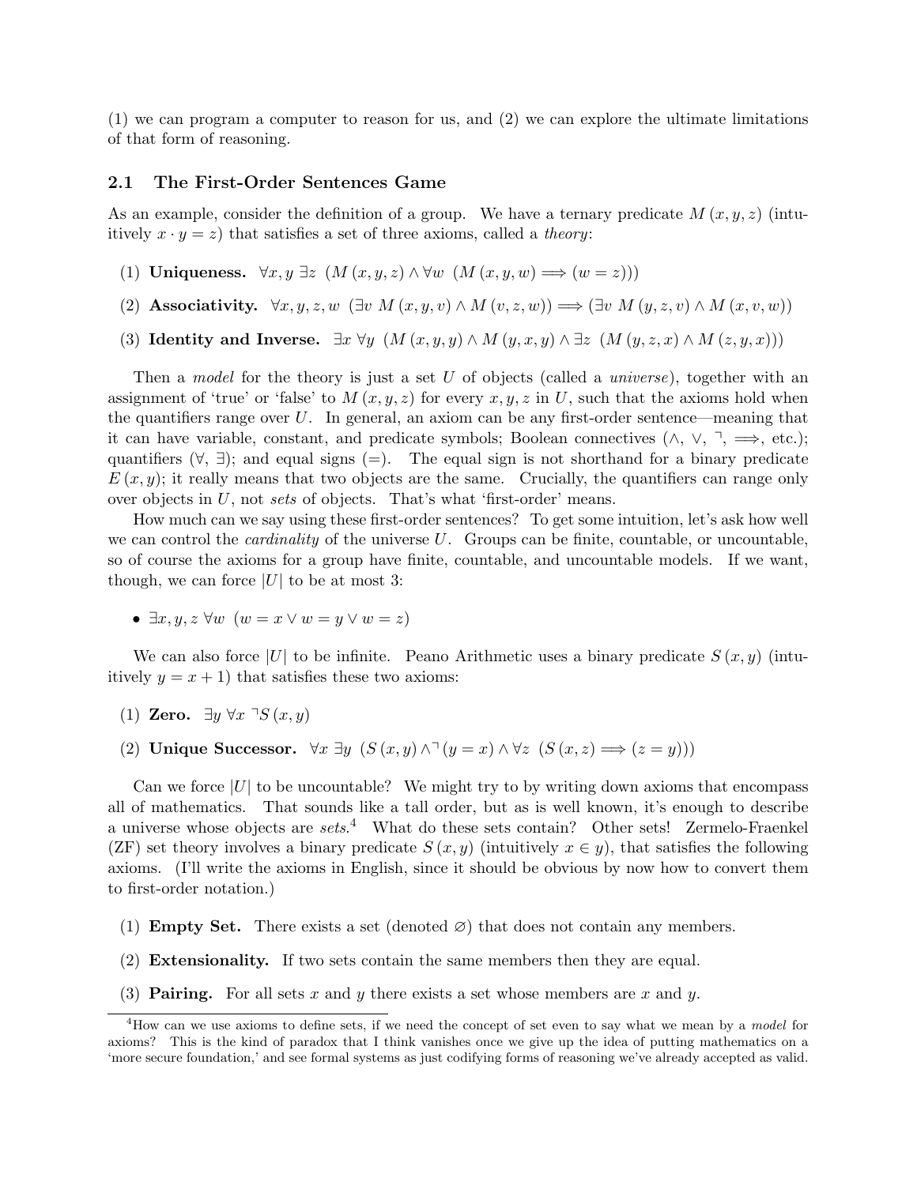(1) we can program a computer to reason for us, and (2) we can explore the ultimate limitations of that form of reasoning.

### 2.1 The First-Order Sentences Game

As an example, consider the definition of a group. We have a ternary predicate $M(x,y,z)$ (intuitively $x \cdot y = z$) that satisfies a set of three axioms, called a *theory*:

(1) **Uniqueness.** $\forall x,y\ \exists z\ \ (M(x,y,z) \wedge \forall w\ \ (M(x,y,w) \Longrightarrow (w=z)))$

(2) **Associativity.** $\forall x,y,z,w\ \ (\exists v\ M(x,y,v) \wedge M(v,z,w)) \Longrightarrow (\exists v\ M(y,z,v) \wedge M(x,v,w))$

(3) **Identity and Inverse.** $\exists x\ \forall y\ \ (M(x,y,y) \wedge M(y,x,y) \wedge \exists z\ \ (M(y,z,x) \wedge M(z,y,x)))$

Then a *model* for the theory is just a set $U$ of objects (called a *universe*), together with an assignment of 'true' or 'false' to $M(x,y,z)$ for every $x,y,z$ in $U$, such that the axioms hold when the quantifiers range over $U$. In general, an axiom can be any first-order sentence—meaning that it can have variable, constant, and predicate symbols; Boolean connectives ($\wedge$, $\vee$, $\neg$, $\Longrightarrow$, etc.); quantifiers ($\forall$, $\exists$); and equal signs ($=$). The equal sign is not shorthand for a binary predicate $E(x,y)$; it really means that two objects are the same. Crucially, the quantifiers can range only over objects in $U$, not *sets* of objects. That's what 'first-order' means.

How much can we say using these first-order sentences? To get some intuition, let's ask how well we can control the *cardinality* of the universe $U$. Groups can be finite, countable, or uncountable, so of course the axioms for a group have finite, countable, and uncountable models. If we want, though, we can force $|U|$ to be at most 3:

- $\exists x,y,z\ \forall w\ \ (w = x \vee w = y \vee w = z)$

We can also force $|U|$ to be infinite. Peano Arithmetic uses a binary predicate $S(x,y)$ (intuitively $y = x+1$) that satisfies these two axioms:

(1) **Zero.** $\exists y\ \forall x\ \neg S(x,y)$

(2) **Unique Successor.** $\forall x\ \exists y\ \ (S(x,y) \wedge \neg(y=x) \wedge \forall z\ \ (S(x,z) \Longrightarrow (z=y)))$

Can we force $|U|$ to be uncountable? We might try to by writing down axioms that encompass all of mathematics. That sounds like a tall order, but as is well known, it's enough to describe a universe whose objects are *sets*.[4] What do these sets contain? Other sets! Zermelo-Fraenkel (ZF) set theory involves a binary predicate $S(x,y)$ (intuitively $x \in y$), that satisfies the following axioms. (I'll write the axioms in English, since it should be obvious by now how to convert them to first-order notation.)

(1) **Empty Set.** There exists a set (denoted $\varnothing$) that does not contain any members.

(2) **Extensionality.** If two sets contain the same members then they are equal.

(3) **Pairing.** For all sets $x$ and $y$ there exists a set whose members are $x$ and $y$.

[4] How can we use axioms to define sets, if we need the concept of set even to say what we mean by a *model* for axioms? This is the kind of paradox that I think vanishes once we give up the idea of putting mathematics on a 'more secure foundation,' and see formal systems as just codifying forms of reasoning we've already accepted as valid.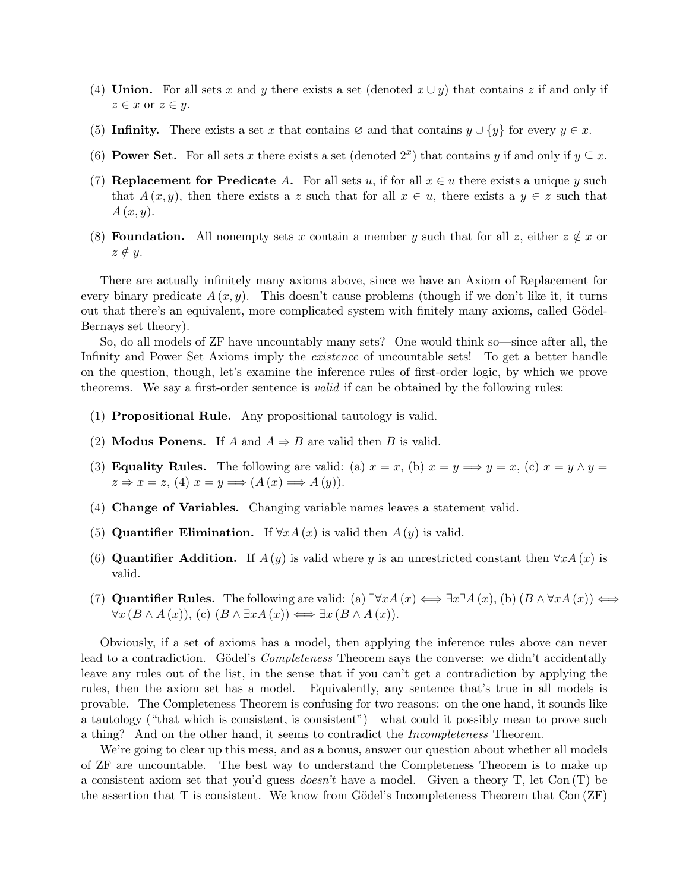(4) **Union.** For all sets $x$ and $y$ there exists a set (denoted $x \cup y$) that contains $z$ if and only if $z \in x$ or $z \in y$.

(5) **Infinity.** There exists a set $x$ that contains $\varnothing$ and that contains $y \cup \{y\}$ for every $y \in x$.

(6) **Power Set.** For all sets $x$ there exists a set (denoted $2^x$) that contains $y$ if and only if $y \subseteq x$.

(7) **Replacement for Predicate** $A$. For all sets $u$, if for all $x \in u$ there exists a unique $y$ such that $A(x, y)$, then there exists a $z$ such that for all $x \in u$, there exists a $y \in z$ such that $A(x, y)$.

(8) **Foundation.** All nonempty sets $x$ contain a member $y$ such that for all $z$, either $z \notin x$ or $z \notin y$.

There are actually infinitely many axioms above, since we have an Axiom of Replacement for every binary predicate $A(x, y)$. This doesn't cause problems (though if we don't like it, it turns out that there's an equivalent, more complicated system with finitely many axioms, called Gödel-Bernays set theory).

So, do all models of ZF have uncountably many sets? One would think so—since after all, the Infinity and Power Set Axioms imply the *existence* of uncountable sets! To get a better handle on the question, though, let's examine the inference rules of first-order logic, by which we prove theorems. We say a first-order sentence is *valid* if can be obtained by the following rules:

(1) **Propositional Rule.** Any propositional tautology is valid.

(2) **Modus Ponens.** If $A$ and $A \Rightarrow B$ are valid then $B$ is valid.

(3) **Equality Rules.** The following are valid: (a) $x = x$, (b) $x = y \Longrightarrow y = x$, (c) $x = y \wedge y = z \Rightarrow x = z$, (4) $x = y \Longrightarrow (A(x) \Longrightarrow A(y))$.

(4) **Change of Variables.** Changing variable names leaves a statement valid.

(5) **Quantifier Elimination.** If $\forall x A(x)$ is valid then $A(y)$ is valid.

(6) **Quantifier Addition.** If $A(y)$ is valid where $y$ is an unrestricted constant then $\forall x A(x)$ is valid.

(7) **Quantifier Rules.** The following are valid: (a) $\neg \forall x A(x) \Longleftrightarrow \exists x \neg A(x)$, (b) $(B \wedge \forall x A(x)) \Longleftrightarrow \forall x (B \wedge A(x))$, (c) $(B \wedge \exists x A(x)) \Longleftrightarrow \exists x (B \wedge A(x))$.

Obviously, if a set of axioms has a model, then applying the inference rules above can never lead to a contradiction. Gödel's *Completeness* Theorem says the converse: we didn't accidentally leave any rules out of the list, in the sense that if you can't get a contradiction by applying the rules, then the axiom set has a model. Equivalently, any sentence that's true in all models is provable. The Completeness Theorem is confusing for two reasons: on the one hand, it sounds like a tautology ("that which is consistent, is consistent")—what could it possibly mean to prove such a thing? And on the other hand, it seems to contradict the *Incompleteness* Theorem.

We're going to clear up this mess, and as a bonus, answer our question about whether all models of ZF are uncountable. The best way to understand the Completeness Theorem is to make up a consistent axiom set that you'd guess *doesn't* have a model. Given a theory T, let Con (T) be the assertion that T is consistent. We know from Gödel's Incompleteness Theorem that Con (ZF)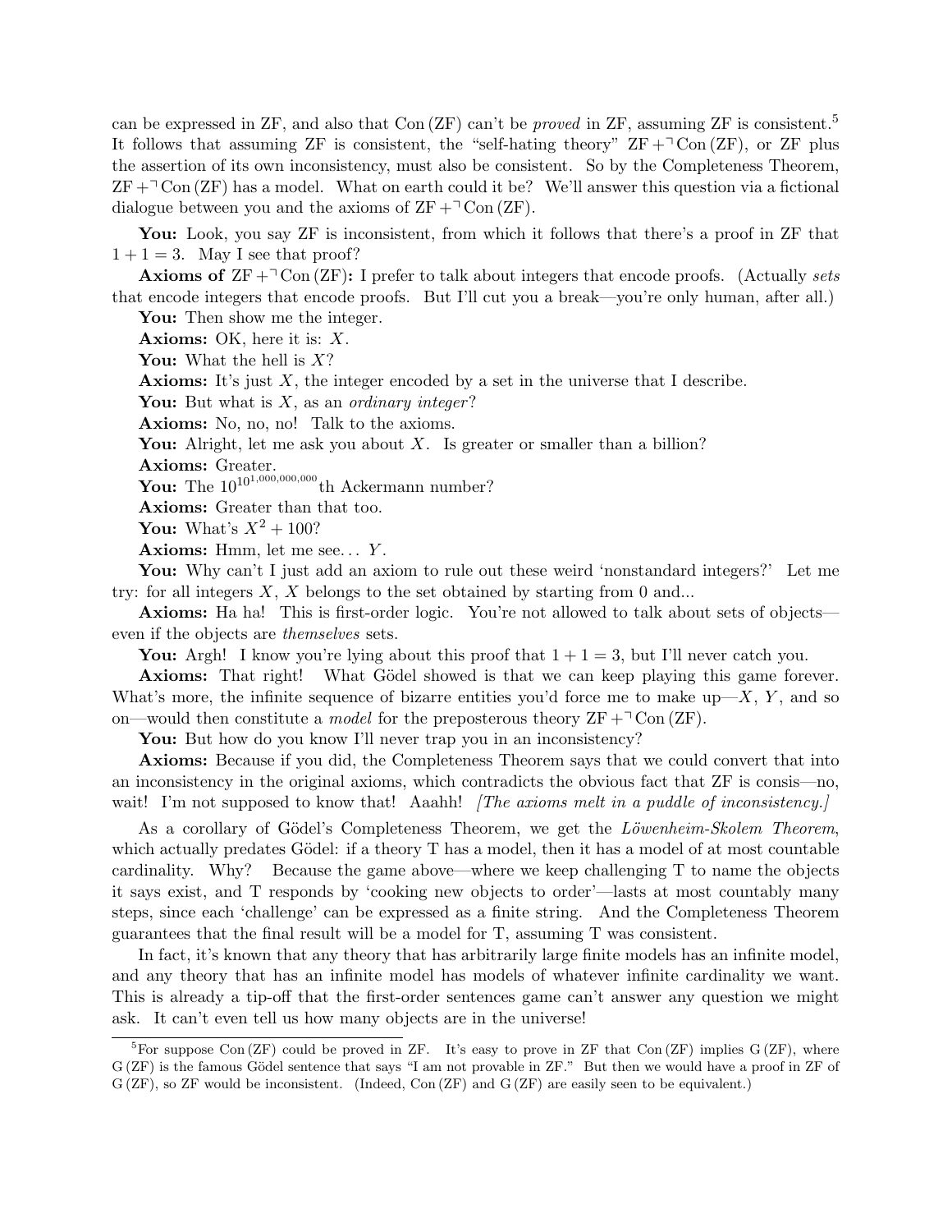can be expressed in ZF, and also that Con (ZF) can't be *proved* in ZF, assuming ZF is consistent.[5] It follows that assuming ZF is consistent, the "self-hating theory" ZF + $\neg$ Con (ZF), or ZF plus the assertion of its own inconsistency, must also be consistent. So by the Completeness Theorem, ZF + $\neg$ Con (ZF) has a model. What on earth could it be? We'll answer this question via a fictional dialogue between you and the axioms of ZF + $\neg$ Con (ZF).

**You:** Look, you say ZF is inconsistent, from which it follows that there's a proof in ZF that $1 + 1 = 3$. May I see that proof?

**Axioms of ZF + $\neg$ Con (ZF):** I prefer to talk about integers that encode proofs. (Actually *sets* that encode integers that encode proofs. But I'll cut you a break—you're only human, after all.)

**You:** Then show me the integer.

**Axioms:** OK, here it is: $X$.

**You:** What the hell is $X$?

**Axioms:** It's just $X$, the integer encoded by a set in the universe that I describe.

**You:** But what is $X$, as an *ordinary integer*?

**Axioms:** No, no, no! Talk to the axioms.

**You:** Alright, let me ask you about $X$. Is greater or smaller than a billion?

**Axioms:** Greater.

**You:** The $10^{10^{1,000,000,000}}$th Ackermann number?

**Axioms:** Greater than that too.

**You:** What's $X^2 + 100$?

**Axioms:** Hmm, let me see... $Y$.

**You:** Why can't I just add an axiom to rule out these weird 'nonstandard integers?' Let me try: for all integers $X$, $X$ belongs to the set obtained by starting from 0 and...

**Axioms:** Ha ha! This is first-order logic. You're not allowed to talk about sets of objects—even if the objects are *themselves* sets.

**You:** Argh! I know you're lying about this proof that $1 + 1 = 3$, but I'll never catch you.

**Axioms:** That right! What Gödel showed is that we can keep playing this game forever. What's more, the infinite sequence of bizarre entities you'd force me to make up—$X$, $Y$, and so on—would then constitute a *model* for the preposterous theory ZF + $\neg$ Con (ZF).

**You:** But how do you know I'll never trap you in an inconsistency?

**Axioms:** Because if you did, the Completeness Theorem says that we could convert that into an inconsistency in the original axioms, which contradicts the obvious fact that ZF is consis—no, wait! I'm not supposed to know that! Aaahh! *[The axioms melt in a puddle of inconsistency.]*

As a corollary of Gödel's Completeness Theorem, we get the *Löwenheim-Skolem Theorem*, which actually predates Gödel: if a theory T has a model, then it has a model of at most countable cardinality. Why? Because the game above—where we keep challenging T to name the objects it says exist, and T responds by 'cooking new objects to order'—lasts at most countably many steps, since each 'challenge' can be expressed as a finite string. And the Completeness Theorem guarantees that the final result will be a model for T, assuming T was consistent.

In fact, it's known that any theory that has arbitrarily large finite models has an infinite model, and any theory that has an infinite model has models of whatever infinite cardinality we want. This is already a tip-off that the first-order sentences game can't answer any question we might ask. It can't even tell us how many objects are in the universe!

---

[5] For suppose Con (ZF) could be proved in ZF. It's easy to prove in ZF that Con (ZF) implies G (ZF), where G (ZF) is the famous Gödel sentence that says "I am not provable in ZF." But then we would have a proof in ZF of G (ZF), so ZF would be inconsistent. (Indeed, Con (ZF) and G (ZF) are easily seen to be equivalent.)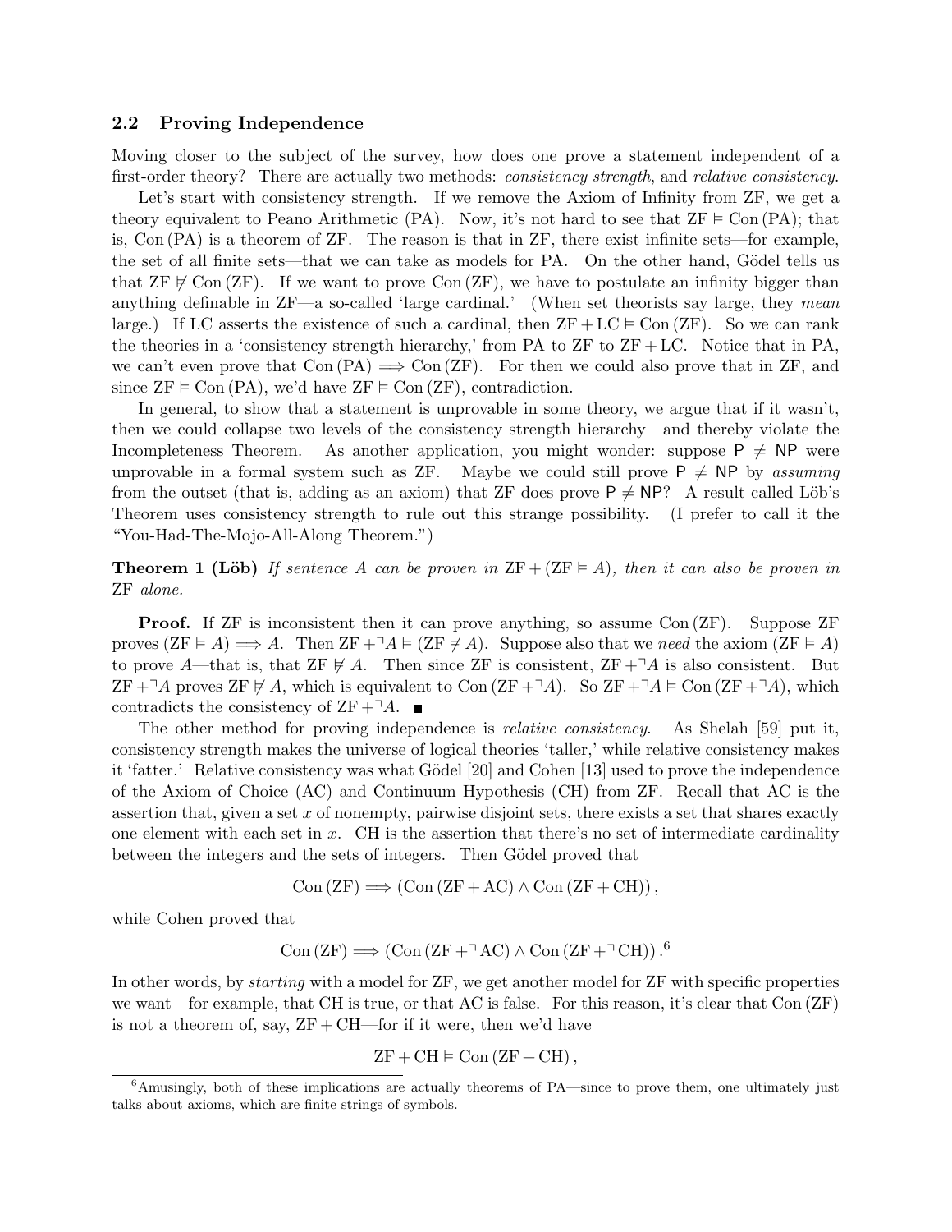### 2.2 Proving Independence

Moving closer to the subject of the survey, how does one prove a statement independent of a first-order theory? There are actually two methods: *consistency strength*, and *relative consistency*.

Let's start with consistency strength. If we remove the Axiom of Infinity from ZF, we get a theory equivalent to Peano Arithmetic (PA). Now, it's not hard to see that $\text{ZF} \vDash \text{Con}(\text{PA})$; that is, $\text{Con}(\text{PA})$ is a theorem of ZF. The reason is that in ZF, there exist infinite sets—for example, the set of all finite sets—that we can take as models for PA. On the other hand, Gödel tells us that $\text{ZF} \nvDash \text{Con}(\text{ZF})$. If we want to prove $\text{Con}(\text{ZF})$, we have to postulate an infinity bigger than anything definable in ZF—a so-called 'large cardinal.' (When set theorists say large, they *mean* large.) If LC asserts the existence of such a cardinal, then $\text{ZF} + \text{LC} \vDash \text{Con}(\text{ZF})$. So we can rank the theories in a 'consistency strength hierarchy,' from PA to ZF to ZF + LC. Notice that in PA, we can't even prove that $\text{Con}(\text{PA}) \implies \text{Con}(\text{ZF})$. For then we could also prove that in ZF, and since $\text{ZF} \vDash \text{Con}(\text{PA})$, we'd have $\text{ZF} \vDash \text{Con}(\text{ZF})$, contradiction.

In general, to show that a statement is unprovable in some theory, we argue that if it wasn't, then we could collapse two levels of the consistency strength hierarchy—and thereby violate the Incompleteness Theorem. As another application, you might wonder: suppose $\mathsf{P} \neq \mathsf{NP}$ were unprovable in a formal system such as ZF. Maybe we could still prove $\mathsf{P} \neq \mathsf{NP}$ by *assuming* from the outset (that is, adding as an axiom) that ZF does prove $\mathsf{P} \neq \mathsf{NP}$? A result called Löb's Theorem uses consistency strength to rule out this strange possibility. (I prefer to call it the "You-Had-The-Mojo-All-Along Theorem.")

**Theorem 1 (Löb)** *If sentence $A$ can be proven in $\text{ZF} + (\text{ZF} \vDash A)$, then it can also be proven in* ZF *alone.*

**Proof.** If ZF is inconsistent then it can prove anything, so assume $\text{Con}(\text{ZF})$. Suppose ZF proves $(\text{ZF} \vDash A) \implies A$. Then $\text{ZF} + \urcorner A \vDash (\text{ZF} \nvDash A)$. Suppose also that we *need* the axiom $(\text{ZF} \vDash A)$ to prove $A$—that is, that $\text{ZF} \nvDash A$. Then since ZF is consistent, $\text{ZF} + \urcorner A$ is also consistent. But $\text{ZF} + \urcorner A$ proves $\text{ZF} \nvDash A$, which is equivalent to $\text{Con}(\text{ZF} + \urcorner A)$. So $\text{ZF} + \urcorner A \vDash \text{Con}(\text{ZF} + \urcorner A)$, which contradicts the consistency of $\text{ZF} + \urcorner A$. ∎

The other method for proving independence is *relative consistency*. As Shelah [59] put it, consistency strength makes the universe of logical theories 'taller,' while relative consistency makes it 'fatter.' Relative consistency was what Gödel [20] and Cohen [13] used to prove the independence of the Axiom of Choice (AC) and Continuum Hypothesis (CH) from ZF. Recall that AC is the assertion that, given a set $x$ of nonempty, pairwise disjoint sets, there exists a set that shares exactly one element with each set in $x$. CH is the assertion that there's no set of intermediate cardinality between the integers and the sets of integers. Then Gödel proved that

$$\text{Con}(\text{ZF}) \implies (\text{Con}(\text{ZF} + \text{AC}) \wedge \text{Con}(\text{ZF} + \text{CH})),$$

while Cohen proved that

$$\text{Con}(\text{ZF}) \implies (\text{Con}(\text{ZF} + \urcorner \text{AC}) \wedge \text{Con}(\text{ZF} + \urcorner \text{CH})).$$ [6]

In other words, by *starting* with a model for ZF, we get another model for ZF with specific properties we want—for example, that CH is true, or that AC is false. For this reason, it's clear that $\text{Con}(\text{ZF})$ is not a theorem of, say, ZF + CH—for if it were, then we'd have

$$\text{ZF} + \text{CH} \vDash \text{Con}(\text{ZF} + \text{CH}),$$

[6] Amusingly, both of these implications are actually theorems of PA—since to prove them, one ultimately just talks about axioms, which are finite strings of symbols.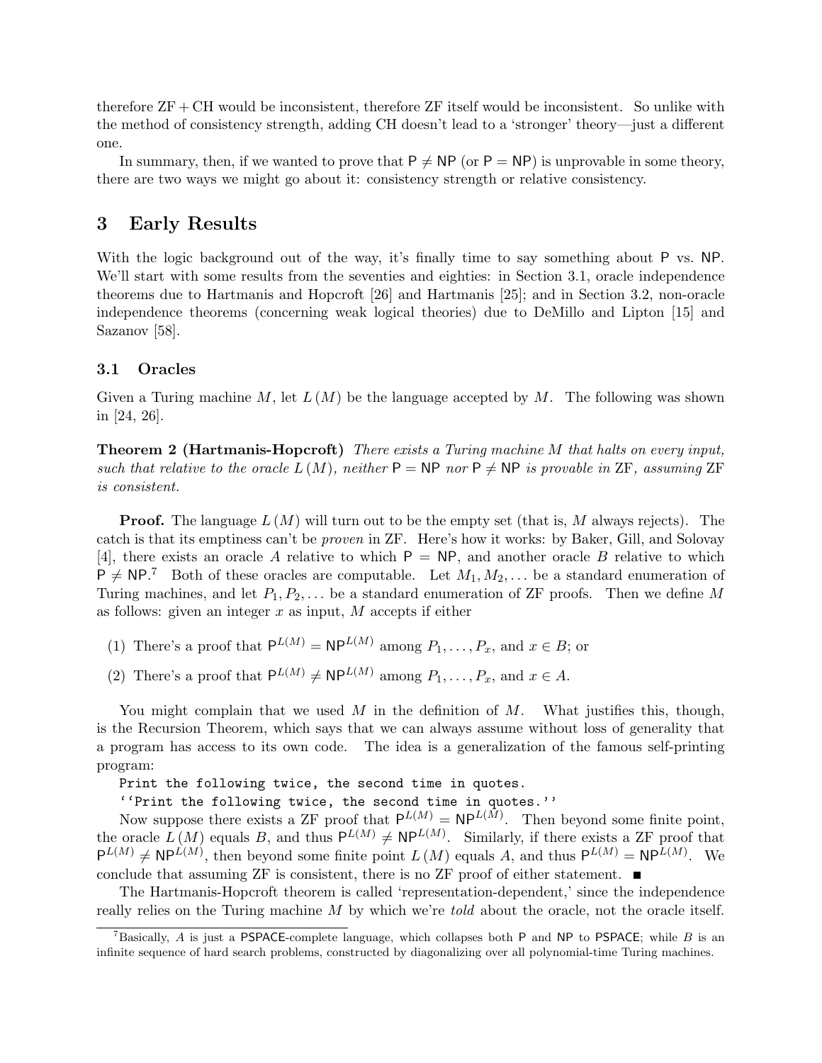therefore ZF + CH would be inconsistent, therefore ZF itself would be inconsistent. So unlike with the method of consistency strength, adding CH doesn't lead to a 'stronger' theory—just a different one.

In summary, then, if we wanted to prove that $\mathsf{P} \neq \mathsf{NP}$ (or $\mathsf{P} = \mathsf{NP}$) is unprovable in some theory, there are two ways we might go about it: consistency strength or relative consistency.

## 3 Early Results

With the logic background out of the way, it's finally time to say something about P vs. NP. We'll start with some results from the seventies and eighties: in Section 3.1, oracle independence theorems due to Hartmanis and Hopcroft [26] and Hartmanis [25]; and in Section 3.2, non-oracle independence theorems (concerning weak logical theories) due to DeMillo and Lipton [15] and Sazanov [58].

### 3.1 Oracles

Given a Turing machine $M$, let $L(M)$ be the language accepted by $M$. The following was shown in [24, 26].

**Theorem 2 (Hartmanis-Hopcroft)** *There exists a Turing machine $M$ that halts on every input, such that relative to the oracle $L(M)$, neither $\mathsf{P} = \mathsf{NP}$ nor $\mathsf{P} \neq \mathsf{NP}$ is provable in ZF, assuming ZF is consistent.*

**Proof.** The language $L(M)$ will turn out to be the empty set (that is, $M$ always rejects). The catch is that its emptiness can't be *proven* in ZF. Here's how it works: by Baker, Gill, and Solovay [4], there exists an oracle $A$ relative to which $\mathsf{P} = \mathsf{NP}$, and another oracle $B$ relative to which $\mathsf{P} \neq \mathsf{NP}$.[7] Both of these oracles are computable. Let $M_1, M_2, \ldots$ be a standard enumeration of Turing machines, and let $P_1, P_2, \ldots$ be a standard enumeration of ZF proofs. Then we define $M$ as follows: given an integer $x$ as input, $M$ accepts if either

(1) There's a proof that $\mathsf{P}^{L(M)} = \mathsf{NP}^{L(M)}$ among $P_1, \ldots, P_x$, and $x \in B$; or

(2) There's a proof that $\mathsf{P}^{L(M)} \neq \mathsf{NP}^{L(M)}$ among $P_1, \ldots, P_x$, and $x \in A$.

You might complain that we used $M$ in the definition of $M$. What justifies this, though, is the Recursion Theorem, which says that we can always assume without loss of generality that a program has access to its own code. The idea is a generalization of the famous self-printing program:

```
Print the following twice, the second time in quotes.
''Print the following twice, the second time in quotes.''
```

Now suppose there exists a ZF proof that $\mathsf{P}^{L(M)} = \mathsf{NP}^{L(M)}$. Then beyond some finite point, the oracle $L(M)$ equals $B$, and thus $\mathsf{P}^{L(M)} \neq \mathsf{NP}^{L(M)}$. Similarly, if there exists a ZF proof that $\mathsf{P}^{L(M)} \neq \mathsf{NP}^{L(M)}$, then beyond some finite point $L(M)$ equals $A$, and thus $\mathsf{P}^{L(M)} = \mathsf{NP}^{L(M)}$. We conclude that assuming ZF is consistent, there is no ZF proof of either statement. ∎

The Hartmanis-Hopcroft theorem is called 'representation-dependent,' since the independence really relies on the Turing machine $M$ by which we're *told* about the oracle, not the oracle itself.

[7] Basically, $A$ is just a PSPACE-complete language, which collapses both P and NP to PSPACE; while $B$ is an infinite sequence of hard search problems, constructed by diagonalizing over all polynomial-time Turing machines.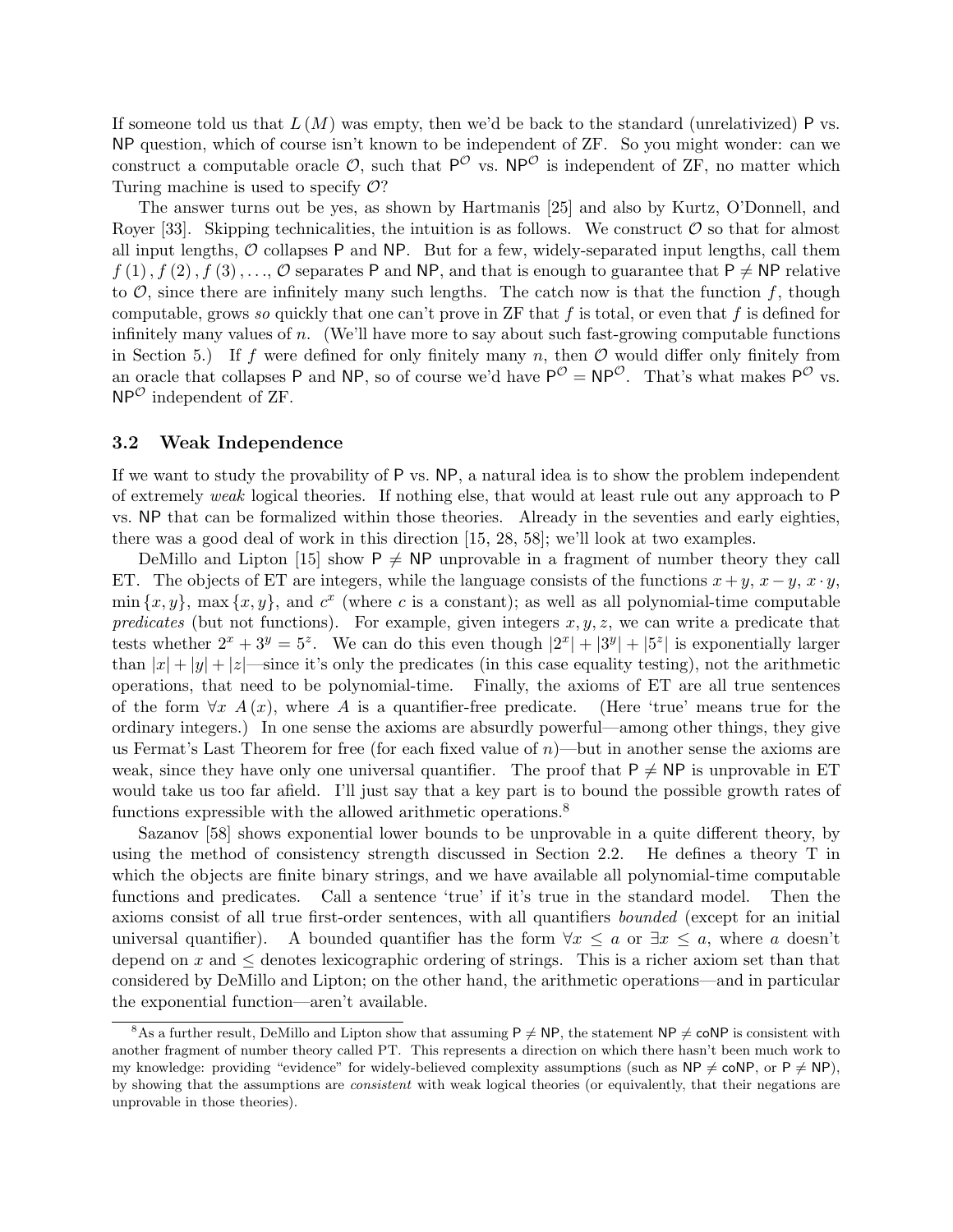If someone told us that $L(M)$ was empty, then we'd be back to the standard (unrelativized) P vs. NP question, which of course isn't known to be independent of ZF. So you might wonder: can we construct a computable oracle $\mathcal{O}$, such that $\mathsf{P}^{\mathcal{O}}$ vs. $\mathsf{NP}^{\mathcal{O}}$ is independent of ZF, no matter which Turing machine is used to specify $\mathcal{O}$?

The answer turns out be yes, as shown by Hartmanis [25] and also by Kurtz, O'Donnell, and Royer [33]. Skipping technicalities, the intuition is as follows. We construct $\mathcal{O}$ so that for almost all input lengths, $\mathcal{O}$ collapses P and NP. But for a few, widely-separated input lengths, call them $f(1), f(2), f(3), \ldots$, $\mathcal{O}$ separates P and NP, and that is enough to guarantee that $\mathsf{P} \neq \mathsf{NP}$ relative to $\mathcal{O}$, since there are infinitely many such lengths. The catch now is that the function $f$, though computable, grows *so* quickly that one can't prove in ZF that $f$ is total, or even that $f$ is defined for infinitely many values of $n$. (We'll have more to say about such fast-growing computable functions in Section 5.) If $f$ were defined for only finitely many $n$, then $\mathcal{O}$ would differ only finitely from an oracle that collapses P and NP, so of course we'd have $\mathsf{P}^{\mathcal{O}} = \mathsf{NP}^{\mathcal{O}}$. That's what makes $\mathsf{P}^{\mathcal{O}}$ vs. $\mathsf{NP}^{\mathcal{O}}$ independent of ZF.

### 3.2 Weak Independence

If we want to study the provability of P vs. NP, a natural idea is to show the problem independent of extremely *weak* logical theories. If nothing else, that would at least rule out any approach to P vs. NP that can be formalized within those theories. Already in the seventies and early eighties, there was a good deal of work in this direction [15, 28, 58]; we'll look at two examples.

DeMillo and Lipton [15] show $\mathsf{P} \neq \mathsf{NP}$ unprovable in a fragment of number theory they call ET. The objects of ET are integers, while the language consists of the functions $x+y$, $x-y$, $x \cdot y$, $\min\{x, y\}$, $\max\{x, y\}$, and $c^x$ (where $c$ is a constant); as well as all polynomial-time computable *predicates* (but not functions). For example, given integers $x, y, z$, we can write a predicate that tests whether $2^x + 3^y = 5^z$. We can do this even though $|2^x| + |3^y| + |5^z|$ is exponentially larger than $|x| + |y| + |z|$—since it's only the predicates (in this case equality testing), not the arithmetic operations, that need to be polynomial-time. Finally, the axioms of ET are all true sentences of the form $\forall x\ A(x)$, where $A$ is a quantifier-free predicate. (Here 'true' means true for the ordinary integers.) In one sense the axioms are absurdly powerful—among other things, they give us Fermat's Last Theorem for free (for each fixed value of $n$)—but in another sense the axioms are weak, since they have only one universal quantifier. The proof that $\mathsf{P} \neq \mathsf{NP}$ is unprovable in ET would take us too far afield. I'll just say that a key part is to bound the possible growth rates of functions expressible with the allowed arithmetic operations.[8]

Sazanov [58] shows exponential lower bounds to be unprovable in a quite different theory, by using the method of consistency strength discussed in Section 2.2. He defines a theory T in which the objects are finite binary strings, and we have available all polynomial-time computable functions and predicates. Call a sentence 'true' if it's true in the standard model. Then the axioms consist of all true first-order sentences, with all quantifiers *bounded* (except for an initial universal quantifier). A bounded quantifier has the form $\forall x \leq a$ or $\exists x \leq a$, where $a$ doesn't depend on $x$ and $\leq$ denotes lexicographic ordering of strings. This is a richer axiom set than that considered by DeMillo and Lipton; on the other hand, the arithmetic operations—and in particular the exponential function—aren't available.

---

[8] As a further result, DeMillo and Lipton show that assuming $\mathsf{P} \neq \mathsf{NP}$, the statement $\mathsf{NP} \neq \mathsf{coNP}$ is consistent with another fragment of number theory called PT. This represents a direction on which there hasn't been much work to my knowledge: providing "evidence" for widely-believed complexity assumptions (such as $\mathsf{NP} \neq \mathsf{coNP}$, or $\mathsf{P} \neq \mathsf{NP}$), by showing that the assumptions are *consistent* with weak logical theories (or equivalently, that their negations are unprovable in those theories).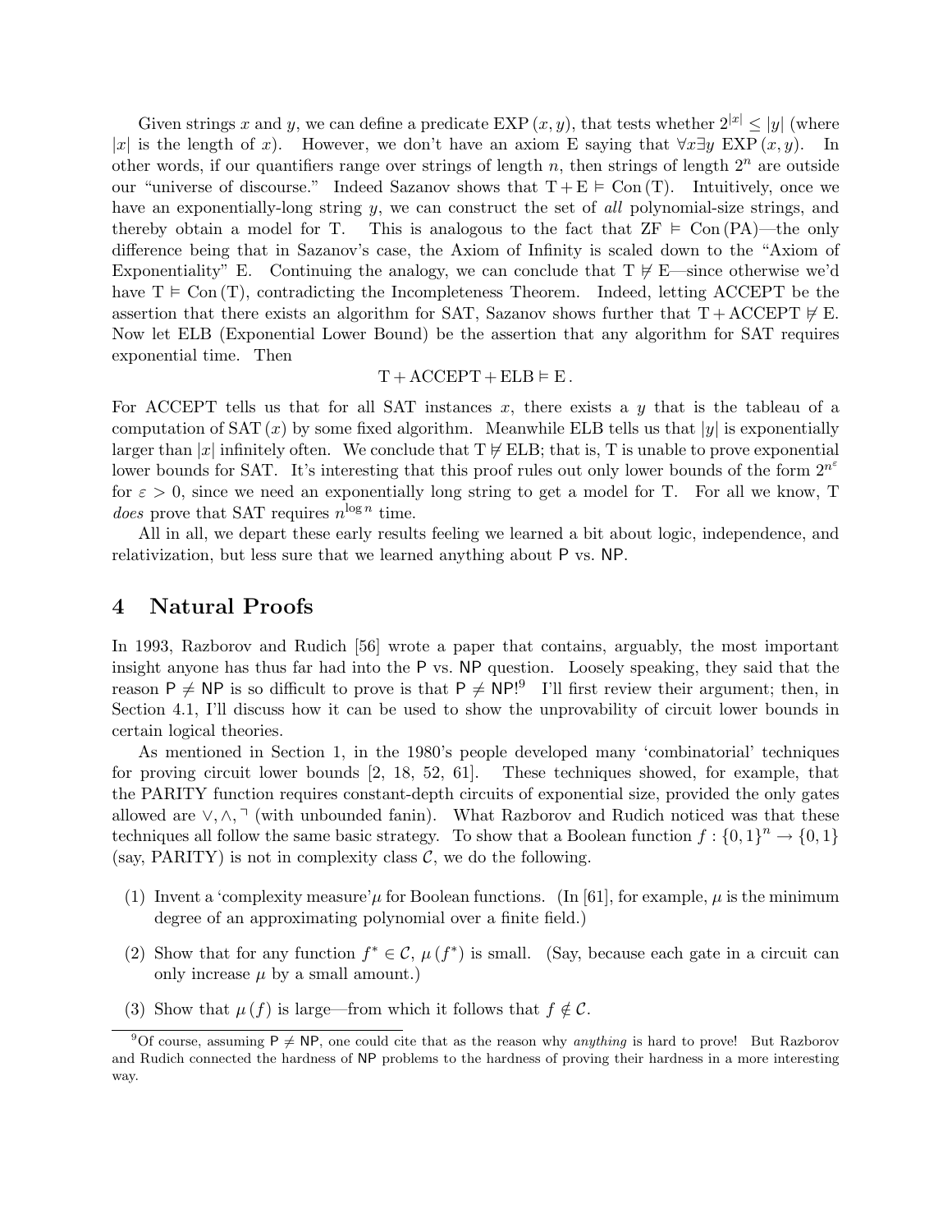Given strings $x$ and $y$, we can define a predicate $\text{EXP}(x, y)$, that tests whether $2^{|x|} \leq |y|$ (where $|x|$ is the length of $x$). However, we don't have an axiom E saying that $\forall x \exists y \ \text{EXP}(x, y)$. In other words, if our quantifiers range over strings of length $n$, then strings of length $2^n$ are outside our "universe of discourse." Indeed Sazanov shows that $\text{T} + \text{E} \vDash \text{Con}(\text{T})$. Intuitively, once we have an exponentially-long string $y$, we can construct the set of *all* polynomial-size strings, and thereby obtain a model for T. This is analogous to the fact that $\text{ZF} \vDash \text{Con}(\text{PA})$—the only difference being that in Sazanov's case, the Axiom of Infinity is scaled down to the "Axiom of Exponentiality" E. Continuing the analogy, we can conclude that $\text{T} \nvDash \text{E}$—since otherwise we'd have $\text{T} \vDash \text{Con}(\text{T})$, contradicting the Incompleteness Theorem. Indeed, letting ACCEPT be the assertion that there exists an algorithm for SAT, Sazanov shows further that $\text{T} + \text{ACCEPT} \nvDash \text{E}$. Now let ELB (Exponential Lower Bound) be the assertion that any algorithm for SAT requires exponential time. Then

$$\text{T} + \text{ACCEPT} + \text{ELB} \vDash \text{E}.$$

For ACCEPT tells us that for all SAT instances $x$, there exists a $y$ that is the tableau of a computation of $\text{SAT}(x)$ by some fixed algorithm. Meanwhile ELB tells us that $|y|$ is exponentially larger than $|x|$ infinitely often. We conclude that $\text{T} \nvDash \text{ELB}$; that is, T is unable to prove exponential lower bounds for SAT. It's interesting that this proof rules out only lower bounds of the form $2^{n^{\varepsilon}}$ for $\varepsilon > 0$, since we need an exponentially long string to get a model for T. For all we know, T *does* prove that SAT requires $n^{\log n}$ time.

All in all, we depart these early results feeling we learned a bit about logic, independence, and relativization, but less sure that we learned anything about P vs. NP.

# 4 Natural Proofs

In 1993, Razborov and Rudich [56] wrote a paper that contains, arguably, the most important insight anyone has thus far had into the P vs. NP question. Loosely speaking, they said that the reason $\mathsf{P} \neq \mathsf{NP}$ is so difficult to prove is that $\mathsf{P} \neq \mathsf{NP}$![9] I'll first review their argument; then, in Section 4.1, I'll discuss how it can be used to show the unprovability of circuit lower bounds in certain logical theories.

As mentioned in Section 1, in the 1980's people developed many 'combinatorial' techniques for proving circuit lower bounds [2, 18, 52, 61]. These techniques showed, for example, that the PARITY function requires constant-depth circuits of exponential size, provided the only gates allowed are $\vee, \wedge, \neg$ (with unbounded fanin). What Razborov and Rudich noticed was that these techniques all follow the same basic strategy. To show that a Boolean function $f : \{0,1\}^n \rightarrow \{0,1\}$ (say, PARITY) is not in complexity class $\mathcal{C}$, we do the following.

1. Invent a 'complexity measure' $\mu$ for Boolean functions. (In [61], for example, $\mu$ is the minimum degree of an approximating polynomial over a finite field.)
2. Show that for any function $f^* \in \mathcal{C}$, $\mu(f^*)$ is small. (Say, because each gate in a circuit can only increase $\mu$ by a small amount.)
3. Show that $\mu(f)$ is large—from which it follows that $f \notin \mathcal{C}$.

[9] Of course, assuming $\mathsf{P} \neq \mathsf{NP}$, one could cite that as the reason why *anything* is hard to prove! But Razborov and Rudich connected the hardness of NP problems to the hardness of proving their hardness in a more interesting way.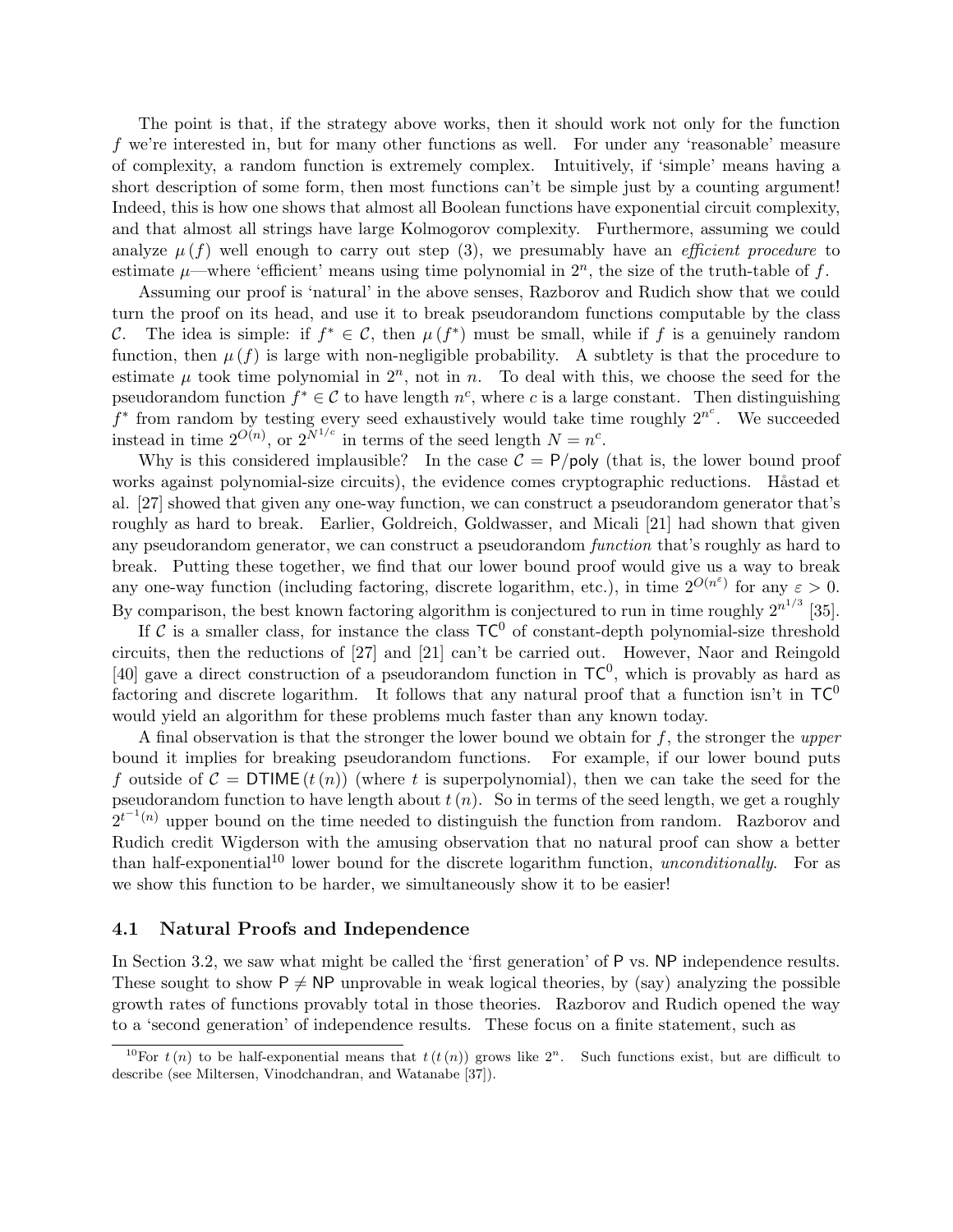The point is that, if the strategy above works, then it should work not only for the function $f$ we're interested in, but for many other functions as well. For under any 'reasonable' measure of complexity, a random function is extremely complex. Intuitively, if 'simple' means having a short description of some form, then most functions can't be simple just by a counting argument! Indeed, this is how one shows that almost all Boolean functions have exponential circuit complexity, and that almost all strings have large Kolmogorov complexity. Furthermore, assuming we could analyze $\mu(f)$ well enough to carry out step (3), we presumably have an *efficient procedure* to estimate $\mu$—where 'efficient' means using time polynomial in $2^n$, the size of the truth-table of $f$.

Assuming our proof is 'natural' in the above senses, Razborov and Rudich show that we could turn the proof on its head, and use it to break pseudorandom functions computable by the class $\mathcal{C}$. The idea is simple: if $f^* \in \mathcal{C}$, then $\mu(f^*)$ must be small, while if $f$ is a genuinely random function, then $\mu(f)$ is large with non-negligible probability. A subtlety is that the procedure to estimate $\mu$ took time polynomial in $2^n$, not in $n$. To deal with this, we choose the seed for the pseudorandom function $f^* \in \mathcal{C}$ to have length $n^c$, where $c$ is a large constant. Then distinguishing $f^*$ from random by testing every seed exhaustively would take time roughly $2^{n^c}$. We succeeded instead in time $2^{O(n)}$, or $2^{N^{1/c}}$ in terms of the seed length $N = n^c$.

Why is this considered implausible? In the case $\mathcal{C} = \mathsf{P/poly}$ (that is, the lower bound proof works against polynomial-size circuits), the evidence comes cryptographic reductions. Håstad et al. [27] showed that given any one-way function, we can construct a pseudorandom generator that's roughly as hard to break. Earlier, Goldreich, Goldwasser, and Micali [21] had shown that given any pseudorandom generator, we can construct a pseudorandom *function* that's roughly as hard to break. Putting these together, we find that our lower bound proof would give us a way to break any one-way function (including factoring, discrete logarithm, etc.), in time $2^{O(n^{\varepsilon})}$ for any $\varepsilon > 0$. By comparison, the best known factoring algorithm is conjectured to run in time roughly $2^{n^{1/3}}$ [35].

If $\mathcal{C}$ is a smaller class, for instance the class $\mathsf{TC}^0$ of constant-depth polynomial-size threshold circuits, then the reductions of [27] and [21] can't be carried out. However, Naor and Reingold [40] gave a direct construction of a pseudorandom function in $\mathsf{TC}^0$, which is provably as hard as factoring and discrete logarithm. It follows that any natural proof that a function isn't in $\mathsf{TC}^0$ would yield an algorithm for these problems much faster than any known today.

A final observation is that the stronger the lower bound we obtain for $f$, the stronger the *upper* bound it implies for breaking pseudorandom functions. For example, if our lower bound puts $f$ outside of $\mathcal{C} = \mathsf{DTIME}(t(n))$ (where $t$ is superpolynomial), then we can take the seed for the pseudorandom function to have length about $t(n)$. So in terms of the seed length, we get a roughly $2^{t^{-1}(n)}$ upper bound on the time needed to distinguish the function from random. Razborov and Rudich credit Wigderson with the amusing observation that no natural proof can show a better than half-exponential[10] lower bound for the discrete logarithm function, *unconditionally*. For as we show this function to be harder, we simultaneously show it to be easier!

## 4.1 Natural Proofs and Independence

In Section 3.2, we saw what might be called the 'first generation' of $\mathsf{P}$ vs. $\mathsf{NP}$ independence results. These sought to show $\mathsf{P} \neq \mathsf{NP}$ unprovable in weak logical theories, by (say) analyzing the possible growth rates of functions provably total in those theories. Razborov and Rudich opened the way to a 'second generation' of independence results. These focus on a finite statement, such as

[10] For $t(n)$ to be half-exponential means that $t(t(n))$ grows like $2^n$. Such functions exist, but are difficult to describe (see Miltersen, Vinodchandran, and Watanabe [37]).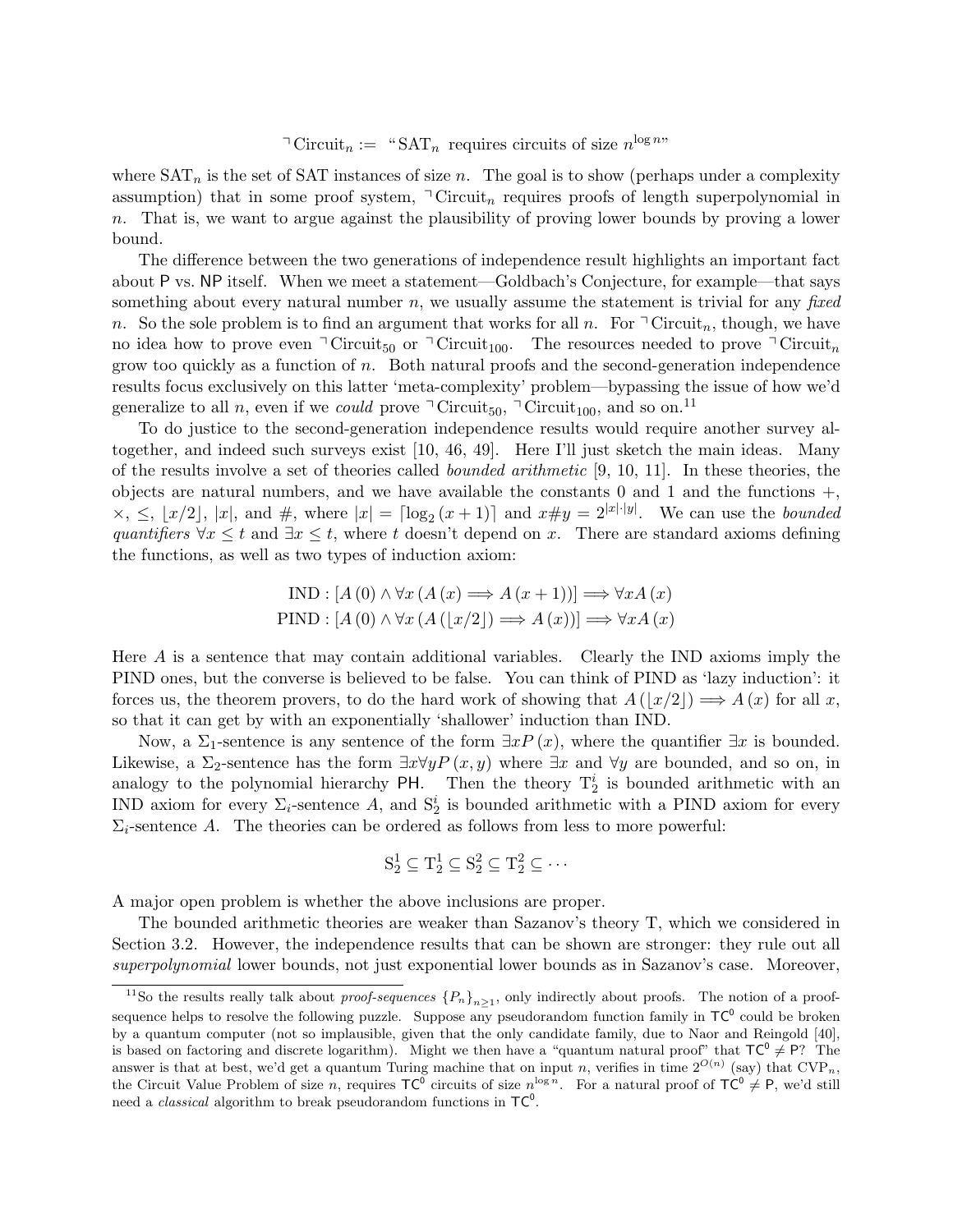$$\neg\,\text{Circuit}_n := \text{ ``SAT}_n \text{ requires circuits of size } n^{\log n}\text{''}$$

where $\text{SAT}_n$ is the set of SAT instances of size $n$. The goal is to show (perhaps under a complexity assumption) that in some proof system, $\neg\,\text{Circuit}_n$ requires proofs of length superpolynomial in $n$. That is, we want to argue against the plausibility of proving lower bounds by proving a lower bound.

The difference between the two generations of independence result highlights an important fact about $\mathsf{P}$ vs. $\mathsf{NP}$ itself. When we meet a statement—Goldbach's Conjecture, for example—that says something about every natural number $n$, we usually assume the statement is trivial for any *fixed* $n$. So the sole problem is to find an argument that works for all $n$. For $\neg\,\text{Circuit}_n$, though, we have no idea how to prove even $\neg\,\text{Circuit}_{50}$ or $\neg\,\text{Circuit}_{100}$. The resources needed to prove $\neg\,\text{Circuit}_n$ grow too quickly as a function of $n$. Both natural proofs and the second-generation independence results focus exclusively on this latter 'meta-complexity' problem—bypassing the issue of how we'd generalize to all $n$, even if we *could* prove $\neg\,\text{Circuit}_{50}$, $\neg\,\text{Circuit}_{100}$, and so on.[11]

To do justice to the second-generation independence results would require another survey altogether, and indeed such surveys exist [10, 46, 49]. Here I'll just sketch the main ideas. Many of the results involve a set of theories called *bounded arithmetic* [9, 10, 11]. In these theories, the objects are natural numbers, and we have available the constants 0 and 1 and the functions $+$, $\times$, $\leq$, $\lfloor x/2 \rfloor$, $|x|$, and $\#$, where $|x| = \lceil \log_2 (x+1) \rceil$ and $x\#y = 2^{|x|\cdot|y|}$. We can use the *bounded quantifiers* $\forall x \leq t$ and $\exists x \leq t$, where $t$ doesn't depend on $x$. There are standard axioms defining the functions, as well as two types of induction axiom:

$$\text{IND} : [A(0) \wedge \forall x (A(x) \Longrightarrow A(x+1))] \Longrightarrow \forall x A(x)$$
$$\text{PIND} : [A(0) \wedge \forall x (A(\lfloor x/2 \rfloor) \Longrightarrow A(x))] \Longrightarrow \forall x A(x)$$

Here $A$ is a sentence that may contain additional variables. Clearly the IND axioms imply the PIND ones, but the converse is believed to be false. You can think of PIND as 'lazy induction': it forces us, the theorem provers, to do the hard work of showing that $A(\lfloor x/2 \rfloor) \Longrightarrow A(x)$ for all $x$, so that it can get by with an exponentially 'shallower' induction than IND.

Now, a $\Sigma_1$-sentence is any sentence of the form $\exists x P(x)$, where the quantifier $\exists x$ is bounded. Likewise, a $\Sigma_2$-sentence has the form $\exists x \forall y P(x,y)$ where $\exists x$ and $\forall y$ are bounded, and so on, in analogy to the polynomial hierarchy $\mathsf{PH}$. Then the theory $\text{T}_2^i$ is bounded arithmetic with an IND axiom for every $\Sigma_i$-sentence $A$, and $\text{S}_2^i$ is bounded arithmetic with a PIND axiom for every $\Sigma_i$-sentence $A$. The theories can be ordered as follows from less to more powerful:

$$\text{S}_2^1 \subseteq \text{T}_2^1 \subseteq \text{S}_2^2 \subseteq \text{T}_2^2 \subseteq \cdots$$

A major open problem is whether the above inclusions are proper.

The bounded arithmetic theories are weaker than Sazanov's theory T, which we considered in Section 3.2. However, the independence results that can be shown are stronger: they rule out all *superpolynomial* lower bounds, not just exponential lower bounds as in Sazanov's case. Moreover,

[11] So the results really talk about *proof-sequences* $\{P_n\}_{n \geq 1}$, only indirectly about proofs. The notion of a proof-sequence helps to resolve the following puzzle. Suppose any pseudorandom function family in $\mathsf{TC}^0$ could be broken by a quantum computer (not so implausible, given that the only candidate family, due to Naor and Reingold [40], is based on factoring and discrete logarithm). Might we then have a "quantum natural proof" that $\mathsf{TC}^0 \neq \mathsf{P}$? The answer is that at best, we'd get a quantum Turing machine that on input $n$, verifies in time $2^{O(n)}$ (say) that $\text{CVP}_n$, the Circuit Value Problem of size $n$, requires $\mathsf{TC}^0$ circuits of size $n^{\log n}$. For a natural proof of $\mathsf{TC}^0 \neq \mathsf{P}$, we'd still need a *classical* algorithm to break pseudorandom functions in $\mathsf{TC}^0$.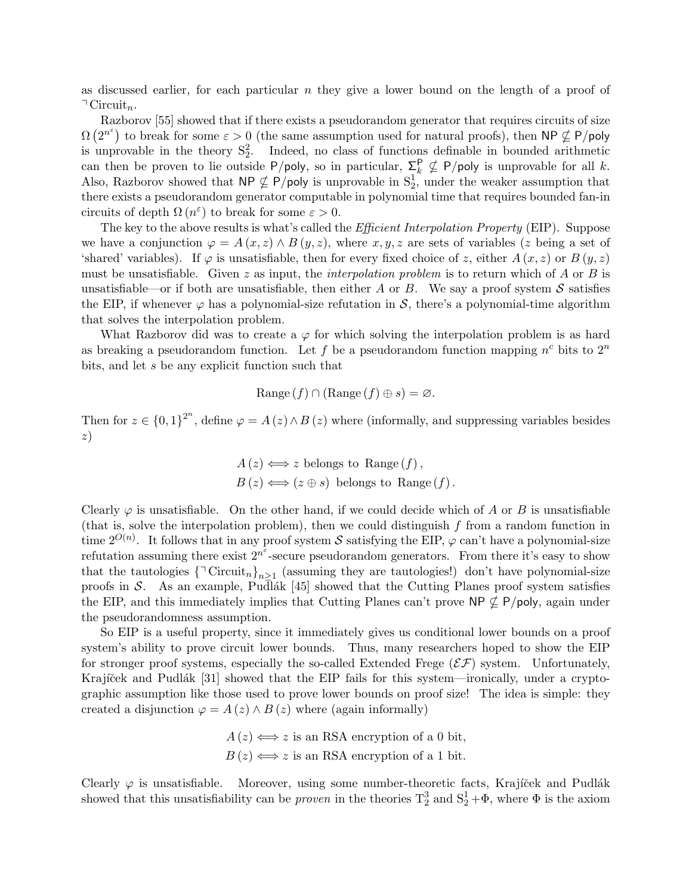as discussed earlier, for each particular $n$ they give a lower bound on the length of a proof of $\neg\,\mathrm{Circuit}_n$.

Razborov [55] showed that if there exists a pseudorandom generator that requires circuits of size $\Omega\left(2^{n^{\varepsilon}}\right)$ to break for some $\varepsilon > 0$ (the same assumption used for natural proofs), then $\mathsf{NP} \not\subseteq \mathsf{P/poly}$ is unprovable in the theory $\mathrm{S}_2^2$. Indeed, no class of functions definable in bounded arithmetic can then be proven to lie outside $\mathsf{P/poly}$, so in particular, $\Sigma_k^{\mathsf{P}} \not\subseteq \mathsf{P/poly}$ is unprovable for all $k$. Also, Razborov showed that $\mathsf{NP} \not\subseteq \mathsf{P/poly}$ is unprovable in $\mathrm{S}_2^1$, under the weaker assumption that there exists a pseudorandom generator computable in polynomial time that requires bounded fan-in circuits of depth $\Omega\left(n^{\varepsilon}\right)$ to break for some $\varepsilon > 0$.

The key to the above results is what's called the *Efficient Interpolation Property* (EIP). Suppose we have a conjunction $\varphi = A\left(x, z\right) \wedge B\left(y, z\right)$, where $x, y, z$ are sets of variables ($z$ being a set of 'shared' variables). If $\varphi$ is unsatisfiable, then for every fixed choice of $z$, either $A\left(x, z\right)$ or $B\left(y, z\right)$ must be unsatisfiable. Given $z$ as input, the *interpolation problem* is to return which of $A$ or $B$ is unsatisfiable—or if both are unsatisfiable, then either $A$ or $B$. We say a proof system $\mathcal{S}$ satisfies the EIP, if whenever $\varphi$ has a polynomial-size refutation in $\mathcal{S}$, there's a polynomial-time algorithm that solves the interpolation problem.

What Razborov did was to create a $\varphi$ for which solving the interpolation problem is as hard as breaking a pseudorandom function. Let $f$ be a pseudorandom function mapping $n^c$ bits to $2^n$ bits, and let $s$ be any explicit function such that

$$\mathrm{Range}\left(f\right) \cap \left(\mathrm{Range}\left(f\right) \oplus s\right) = \varnothing.$$

Then for $z \in \{0,1\}^{2^n}$, define $\varphi = A\left(z\right) \wedge B\left(z\right)$ where (informally, and suppressing variables besides $z$)

$$A\left(z\right) \Longleftrightarrow z \text{ belongs to } \mathrm{Range}\left(f\right),$$
$$B\left(z\right) \Longleftrightarrow \left(z \oplus s\right) \text{ belongs to } \mathrm{Range}\left(f\right).$$

Clearly $\varphi$ is unsatisfiable. On the other hand, if we could decide which of $A$ or $B$ is unsatisfiable (that is, solve the interpolation problem), then we could distinguish $f$ from a random function in time $2^{O(n)}$. It follows that in any proof system $\mathcal{S}$ satisfying the EIP, $\varphi$ can't have a polynomial-size refutation assuming there exist $2^{n^{\varepsilon}}$-secure pseudorandom generators. From there it's easy to show that the tautologies $\{\neg\,\mathrm{Circuit}_n\}_{n\geq 1}$ (assuming they are tautologies!) don't have polynomial-size proofs in $\mathcal{S}$. As an example, Pudlák [45] showed that the Cutting Planes proof system satisfies the EIP, and this immediately implies that Cutting Planes can't prove $\mathsf{NP} \not\subseteq \mathsf{P/poly}$, again under the pseudorandomness assumption.

So EIP is a useful property, since it immediately gives us conditional lower bounds on a proof system's ability to prove circuit lower bounds. Thus, many researchers hoped to show the EIP for stronger proof systems, especially the so-called Extended Frege ($\mathcal{EF}$) system. Unfortunately, Krajíček and Pudlák [31] showed that the EIP fails for this system—ironically, under a cryptographic assumption like those used to prove lower bounds on proof size! The idea is simple: they created a disjunction $\varphi = A\left(z\right) \wedge B\left(z\right)$ where (again informally)

$$A\left(z\right) \Longleftrightarrow z \text{ is an RSA encryption of a 0 bit},$$
$$B\left(z\right) \Longleftrightarrow z \text{ is an RSA encryption of a 1 bit}.$$

Clearly $\varphi$ is unsatisfiable. Moreover, using some number-theoretic facts, Krajíček and Pudlák showed that this unsatisfiability can be *proven* in the theories $\mathrm{T}_2^3$ and $\mathrm{S}_2^1 + \Phi$, where $\Phi$ is the axiom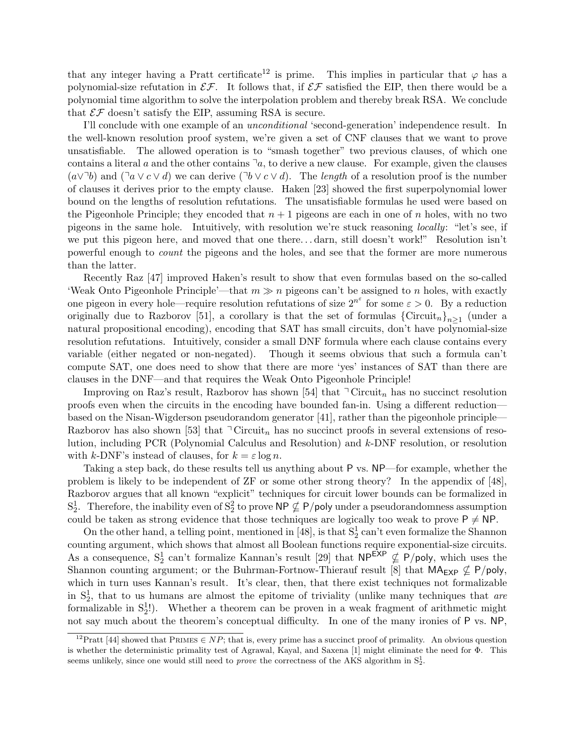that any integer having a Pratt certificate[12] is prime. This implies in particular that $\varphi$ has a polynomial-size refutation in $\mathcal{EF}$. It follows that, if $\mathcal{EF}$ satisfied the EIP, then there would be a polynomial time algorithm to solve the interpolation problem and thereby break RSA. We conclude that $\mathcal{EF}$ doesn't satisfy the EIP, assuming RSA is secure.

I'll conclude with one example of an *unconditional* 'second-generation' independence result. In the well-known resolution proof system, we're given a set of CNF clauses that we want to prove unsatisfiable. The allowed operation is to "smash together" two previous clauses, of which one contains a literal $a$ and the other contains $\neg a$, to derive a new clause. For example, given the clauses $(a \vee \neg b)$ and $(\neg a \vee c \vee d)$ we can derive $(\neg b \vee c \vee d)$. The *length* of a resolution proof is the number of clauses it derives prior to the empty clause. Haken [23] showed the first superpolynomial lower bound on the lengths of resolution refutations. The unsatisfiable formulas he used were based on the Pigeonhole Principle; they encoded that $n+1$ pigeons are each in one of $n$ holes, with no two pigeons in the same hole. Intuitively, with resolution we're stuck reasoning *locally*: "let's see, if we put this pigeon here, and moved that one there... darn, still doesn't work!" Resolution isn't powerful enough to *count* the pigeons and the holes, and see that the former are more numerous than the latter.

Recently Raz [47] improved Haken's result to show that even formulas based on the so-called 'Weak Onto Pigeonhole Principle'—that $m \gg n$ pigeons can't be assigned to $n$ holes, with exactly one pigeon in every hole—require resolution refutations of size $2^{n^\varepsilon}$ for some $\varepsilon > 0$. By a reduction originally due to Razborov [51], a corollary is that the set of formulas $\{\text{Circuit}_n\}_{n \geq 1}$ (under a natural propositional encoding), encoding that SAT has small circuits, don't have polynomial-size resolution refutations. Intuitively, consider a small DNF formula where each clause contains every variable (either negated or non-negated). Though it seems obvious that such a formula can't compute SAT, one does need to show that there are more 'yes' instances of SAT than there are clauses in the DNF—and that requires the Weak Onto Pigeonhole Principle!

Improving on Raz's result, Razborov has shown [54] that $\neg\text{Circuit}_n$ has no succinct resolution proofs even when the circuits in the encoding have bounded fan-in. Using a different reduction—based on the Nisan-Wigderson pseudorandom generator [41], rather than the pigeonhole principle—Razborov has also shown [53] that $\neg\text{Circuit}_n$ has no succinct proofs in several extensions of resolution, including PCR (Polynomial Calculus and Resolution) and $k$-DNF resolution, or resolution with $k$-DNF's instead of clauses, for $k = \varepsilon \log n$.

Taking a step back, do these results tell us anything about $\mathsf{P}$ vs. $\mathsf{NP}$—for example, whether the problem is likely to be independent of ZF or some other strong theory? In the appendix of [48], Razborov argues that all known "explicit" techniques for circuit lower bounds can be formalized in $\mathrm{S}_2^1$. Therefore, the inability even of $\mathrm{S}_2^2$ to prove $\mathsf{NP} \not\subseteq \mathsf{P/poly}$ under a pseudorandomness assumption could be taken as strong evidence that those techniques are logically too weak to prove $\mathsf{P} \neq \mathsf{NP}$.

On the other hand, a telling point, mentioned in [48], is that $\mathrm{S}_2^1$ can't even formalize the Shannon counting argument, which shows that almost all Boolean functions require exponential-size circuits. As a consequence, $\mathrm{S}_2^1$ can't formalize Kannan's result [29] that $\mathsf{NP}^{\mathsf{EXP}} \not\subseteq \mathsf{P/poly}$, which uses the Shannon counting argument; or the Buhrman-Fortnow-Thierauf result [8] that $\mathsf{MA}_{\mathsf{EXP}} \not\subseteq \mathsf{P/poly}$, which in turn uses Kannan's result. It's clear, then, that there exist techniques not formalizable in $\mathrm{S}_2^1$, that to us humans are almost the epitome of triviality (unlike many techniques that *are* formalizable in $\mathrm{S}_2^1$!). Whether a theorem can be proven in a weak fragment of arithmetic might not say much about the theorem's conceptual difficulty. In one of the many ironies of $\mathsf{P}$ vs. $\mathsf{NP}$,

[12] Pratt [44] showed that $\text{PRIMES} \in NP$; that is, every prime has a succinct proof of primality. An obvious question is whether the deterministic primality test of Agrawal, Kayal, and Saxena [1] might eliminate the need for $\Phi$. This seems unlikely, since one would still need to *prove* the correctness of the AKS algorithm in $\mathrm{S}_2^1$.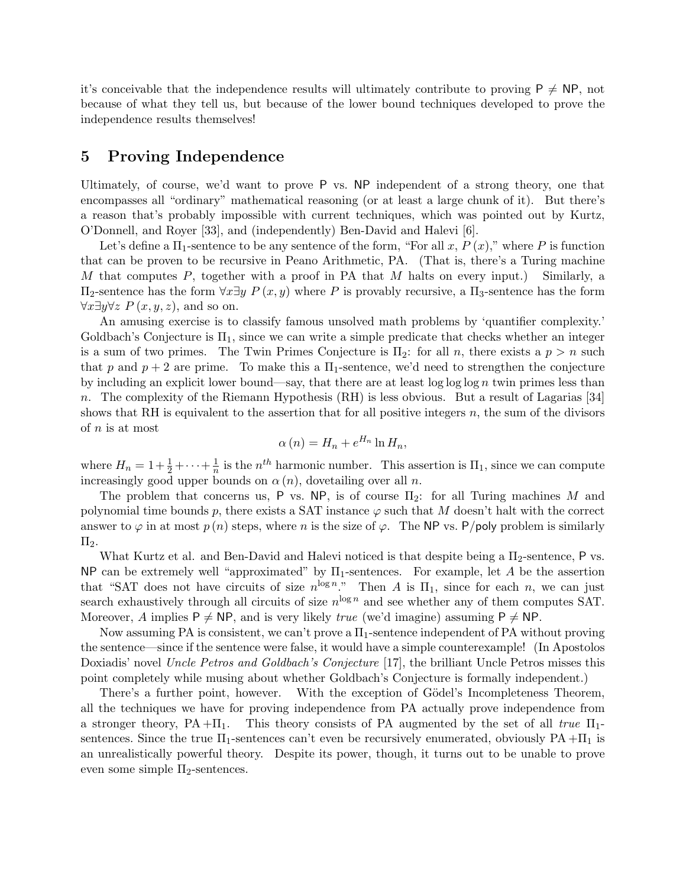it's conceivable that the independence results will ultimately contribute to proving P ≠ NP, not because of what they tell us, but because of the lower bound techniques developed to prove the independence results themselves!

## 5 Proving Independence

Ultimately, of course, we'd want to prove P vs. NP independent of a strong theory, one that encompasses all "ordinary" mathematical reasoning (or at least a large chunk of it). But there's a reason that's probably impossible with current techniques, which was pointed out by Kurtz, O'Donnell, and Royer [33], and (independently) Ben-David and Halevi [6].

Let's define a $\Pi_1$-sentence to be any sentence of the form, "For all $x$, $P(x)$," where $P$ is function that can be proven to be recursive in Peano Arithmetic, PA. (That is, there's a Turing machine $M$ that computes $P$, together with a proof in PA that $M$ halts on every input.) Similarly, a $\Pi_2$-sentence has the form $\forall x \exists y \; P(x,y)$ where $P$ is provably recursive, a $\Pi_3$-sentence has the form $\forall x \exists y \forall z \; P(x,y,z)$, and so on.

An amusing exercise is to classify famous unsolved math problems by 'quantifier complexity.' Goldbach's Conjecture is $\Pi_1$, since we can write a simple predicate that checks whether an integer is a sum of two primes. The Twin Primes Conjecture is $\Pi_2$: for all $n$, there exists a $p > n$ such that $p$ and $p+2$ are prime. To make this a $\Pi_1$-sentence, we'd need to strengthen the conjecture by including an explicit lower bound—say, that there are at least $\log \log \log n$ twin primes less than $n$. The complexity of the Riemann Hypothesis (RH) is less obvious. But a result of Lagarias [34] shows that RH is equivalent to the assertion that for all positive integers $n$, the sum of the divisors of $n$ is at most

$$\alpha(n) = H_n + e^{H_n} \ln H_n,$$

where $H_n = 1 + \frac{1}{2} + \cdots + \frac{1}{n}$ is the $n^{th}$ harmonic number. This assertion is $\Pi_1$, since we can compute increasingly good upper bounds on $\alpha(n)$, dovetailing over all $n$.

The problem that concerns us, P vs. NP, is of course $\Pi_2$: for all Turing machines $M$ and polynomial time bounds $p$, there exists a SAT instance $\varphi$ such that $M$ doesn't halt with the correct answer to $\varphi$ in at most $p(n)$ steps, where $n$ is the size of $\varphi$. The NP vs. P/poly problem is similarly $\Pi_2$.

What Kurtz et al. and Ben-David and Halevi noticed is that despite being a $\Pi_2$-sentence, P vs. NP can be extremely well "approximated" by $\Pi_1$-sentences. For example, let $A$ be the assertion that "SAT does not have circuits of size $n^{\log n}$." Then $A$ is $\Pi_1$, since for each $n$, we can just search exhaustively through all circuits of size $n^{\log n}$ and see whether any of them computes SAT. Moreover, $A$ implies P ≠ NP, and is very likely *true* (we'd imagine) assuming P ≠ NP.

Now assuming PA is consistent, we can't prove a $\Pi_1$-sentence independent of PA without proving the sentence—since if the sentence were false, it would have a simple counterexample! (In Apostolos Doxiadis' novel *Uncle Petros and Goldbach's Conjecture* [17], the brilliant Uncle Petros misses this point completely while musing about whether Goldbach's Conjecture is formally independent.)

There's a further point, however. With the exception of Gödel's Incompleteness Theorem, all the techniques we have for proving independence from PA actually prove independence from a stronger theory, PA $+\Pi_1$. This theory consists of PA augmented by the set of all *true* $\Pi_1$-sentences. Since the true $\Pi_1$-sentences can't even be recursively enumerated, obviously PA $+\Pi_1$ is an unrealistically powerful theory. Despite its power, though, it turns out to be unable to prove even some simple $\Pi_2$-sentences.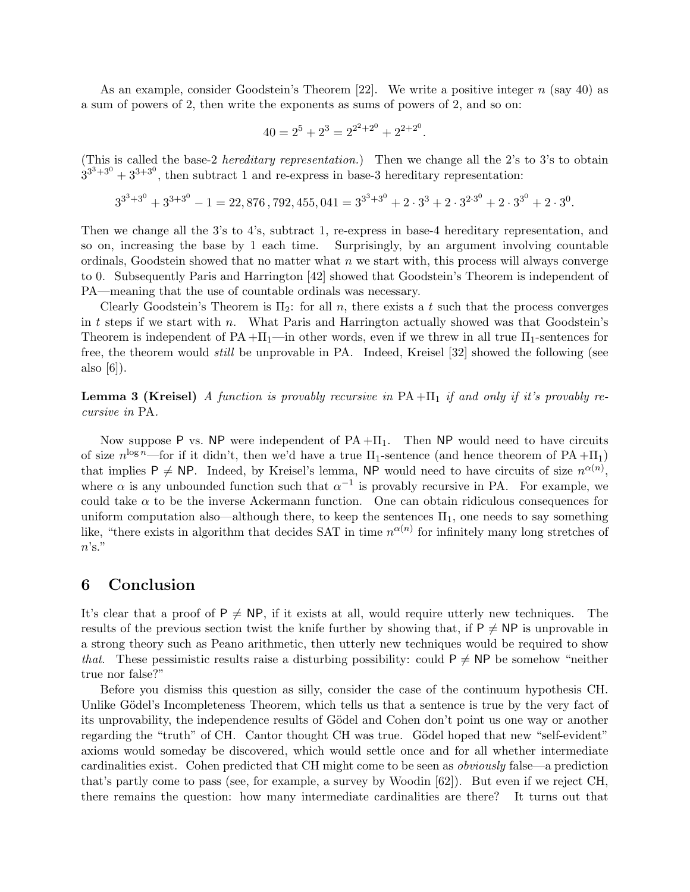As an example, consider Goodstein's Theorem [22]. We write a positive integer $n$ (say 40) as a sum of powers of 2, then write the exponents as sums of powers of 2, and so on:

$$40 = 2^5 + 2^3 = 2^{2^2+2^0} + 2^{2+2^0}.$$

(This is called the base-2 *hereditary representation.*) Then we change all the 2's to 3's to obtain $3^{3^3+3^0} + 3^{3+3^0}$, then subtract 1 and re-express in base-3 hereditary representation:

$$3^{3^3+3^0} + 3^{3+3^0} - 1 = 22,876,792,455,041 = 3^{3^3+3^0} + 2 \cdot 3^3 + 2 \cdot 3^{2 \cdot 3^0} + 2 \cdot 3^{3^0} + 2 \cdot 3^0.$$

Then we change all the 3's to 4's, subtract 1, re-express in base-4 hereditary representation, and so on, increasing the base by 1 each time. Surprisingly, by an argument involving countable ordinals, Goodstein showed that no matter what $n$ we start with, this process will always converge to 0. Subsequently Paris and Harrington [42] showed that Goodstein's Theorem is independent of PA—meaning that the use of countable ordinals was necessary.

Clearly Goodstein's Theorem is $\Pi_2$: for all $n$, there exists a $t$ such that the process converges in $t$ steps if we start with $n$. What Paris and Harrington actually showed was that Goodstein's Theorem is independent of PA $+\Pi_1$—in other words, even if we threw in all true $\Pi_1$-sentences for free, the theorem would *still* be unprovable in PA. Indeed, Kreisel [32] showed the following (see also [6]).

**Lemma 3 (Kreisel)** *A function is provably recursive in* PA $+\Pi_1$ *if and only if it's provably recursive in* PA.

Now suppose P vs. NP were independent of PA $+\Pi_1$. Then NP would need to have circuits of size $n^{\log n}$—for if it didn't, then we'd have a true $\Pi_1$-sentence (and hence theorem of PA $+\Pi_1$) that implies P $\neq$ NP. Indeed, by Kreisel's lemma, NP would need to have circuits of size $n^{\alpha(n)}$, where $\alpha$ is any unbounded function such that $\alpha^{-1}$ is provably recursive in PA. For example, we could take $\alpha$ to be the inverse Ackermann function. One can obtain ridiculous consequences for uniform computation also—although there, to keep the sentences $\Pi_1$, one needs to say something like, "there exists in algorithm that decides SAT in time $n^{\alpha(n)}$ for infinitely many long stretches of $n$'s."

# 6 Conclusion

It's clear that a proof of P $\neq$ NP, if it exists at all, would require utterly new techniques. The results of the previous section twist the knife further by showing that, if P $\neq$ NP is unprovable in a strong theory such as Peano arithmetic, then utterly new techniques would be required to show *that*. These pessimistic results raise a disturbing possibility: could P $\neq$ NP be somehow "neither true nor false?"

Before you dismiss this question as silly, consider the case of the continuum hypothesis CH. Unlike Gödel's Incompleteness Theorem, which tells us that a sentence is true by the very fact of its unprovability, the independence results of Gödel and Cohen don't point us one way or another regarding the "truth" of CH. Cantor thought CH was true. Gödel hoped that new "self-evident" axioms would someday be discovered, which would settle once and for all whether intermediate cardinalities exist. Cohen predicted that CH might come to be seen as *obviously* false—a prediction that's partly come to pass (see, for example, a survey by Woodin [62]). But even if we reject CH, there remains the question: how many intermediate cardinalities are there? It turns out that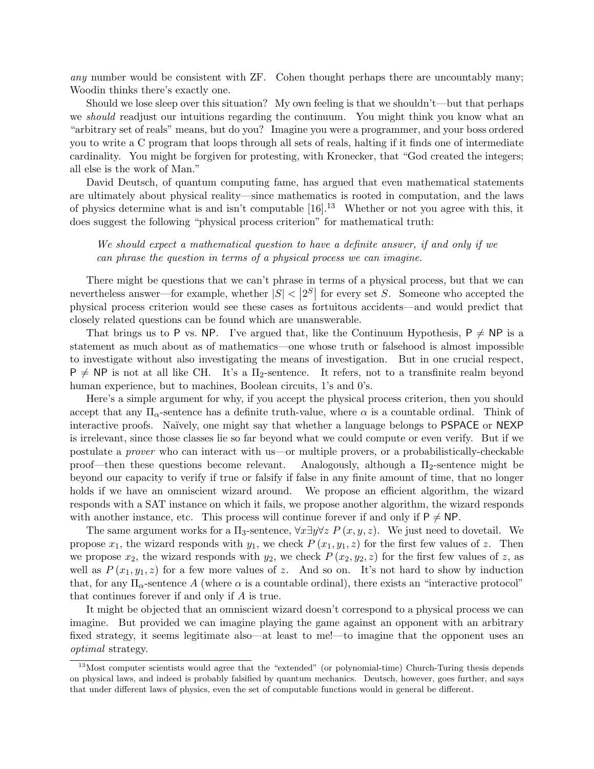*any* number would be consistent with ZF. Cohen thought perhaps there are uncountably many; Woodin thinks there's exactly one.

Should we lose sleep over this situation? My own feeling is that we shouldn't—but that perhaps we *should* readjust our intuitions regarding the continuum. You might think you know what an "arbitrary set of reals" means, but do you? Imagine you were a programmer, and your boss ordered you to write a C program that loops through all sets of reals, halting if it finds one of intermediate cardinality. You might be forgiven for protesting, with Kronecker, that "God created the integers; all else is the work of Man."

David Deutsch, of quantum computing fame, has argued that even mathematical statements are ultimately about physical reality—since mathematics is rooted in computation, and the laws of physics determine what is and isn't computable [16].[13] Whether or not you agree with this, it does suggest the following "physical process criterion" for mathematical truth:

> *We should expect a mathematical question to have a definite answer, if and only if we can phrase the question in terms of a physical process we can imagine.*

There might be questions that we can't phrase in terms of a physical process, but that we can nevertheless answer—for example, whether $|S| < |2^S|$ for every set $S$. Someone who accepted the physical process criterion would see these cases as fortuitous accidents—and would predict that closely related questions can be found which are unanswerable.

That brings us to P vs. NP. I've argued that, like the Continuum Hypothesis, $\mathsf{P} \neq \mathsf{NP}$ is a statement as much about as of mathematics—one whose truth or falsehood is almost impossible to investigate without also investigating the means of investigation. But in one crucial respect, $\mathsf{P} \neq \mathsf{NP}$ is not at all like CH. It's a $\Pi_2$-sentence. It refers, not to a transfinite realm beyond human experience, but to machines, Boolean circuits, 1's and 0's.

Here's a simple argument for why, if you accept the physical process criterion, then you should accept that any $\Pi_\alpha$-sentence has a definite truth-value, where $\alpha$ is a countable ordinal. Think of interactive proofs. Naïvely, one might say that whether a language belongs to PSPACE or NEXP is irrelevant, since those classes lie so far beyond what we could compute or even verify. But if we postulate a *prover* who can interact with us—or multiple provers, or a probabilistically-checkable proof—then these questions become relevant. Analogously, although a $\Pi_2$-sentence might be beyond our capacity to verify if true or falsify if false in any finite amount of time, that no longer holds if we have an omniscient wizard around. We propose an efficient algorithm, the wizard responds with a SAT instance on which it fails, we propose another algorithm, the wizard responds with another instance, etc. This process will continue forever if and only if $\mathsf{P} \neq \mathsf{NP}$.

The same argument works for a $\Pi_3$-sentence, $\forall x \exists y \forall z \; P(x, y, z)$. We just need to dovetail. We propose $x_1$, the wizard responds with $y_1$, we check $P(x_1, y_1, z)$ for the first few values of $z$. Then we propose $x_2$, the wizard responds with $y_2$, we check $P(x_2, y_2, z)$ for the first few values of $z$, as well as $P(x_1, y_1, z)$ for a few more values of $z$. And so on. It's not hard to show by induction that, for any $\Pi_\alpha$-sentence $A$ (where $\alpha$ is a countable ordinal), there exists an "interactive protocol" that continues forever if and only if $A$ is true.

It might be objected that an omniscient wizard doesn't correspond to a physical process we can imagine. But provided we can imagine playing the game against an opponent with an arbitrary fixed strategy, it seems legitimate also—at least to me!—to imagine that the opponent uses an *optimal* strategy.

[13] Most computer scientists would agree that the "extended" (or polynomial-time) Church-Turing thesis depends on physical laws, and indeed is probably falsified by quantum mechanics. Deutsch, however, goes further, and says that under different laws of physics, even the set of computable functions would in general be different.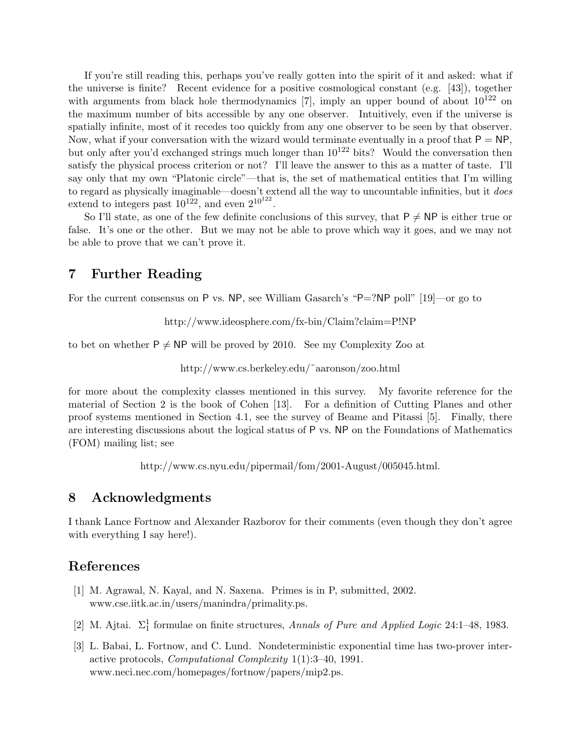If you're still reading this, perhaps you've really gotten into the spirit of it and asked: what if the universe is finite? Recent evidence for a positive cosmological constant (e.g. [43]), together with arguments from black hole thermodynamics [7], imply an upper bound of about $10^{122}$ on the maximum number of bits accessible by any one observer. Intuitively, even if the universe is spatially infinite, most of it recedes too quickly from any one observer to be seen by that observer. Now, what if your conversation with the wizard would terminate eventually in a proof that $\mathsf{P} = \mathsf{NP}$, but only after you'd exchanged strings much longer than $10^{122}$ bits? Would the conversation then satisfy the physical process criterion or not? I'll leave the answer to this as a matter of taste. I'll say only that my own "Platonic circle"—that is, the set of mathematical entities that I'm willing to regard as physically imaginable—doesn't extend all the way to uncountable infinities, but it *does* extend to integers past $10^{122}$, and even $2^{10^{122}}$.

So I'll state, as one of the few definite conclusions of this survey, that $\mathsf{P} \neq \mathsf{NP}$ is either true or false. It's one or the other. But we may not be able to prove which way it goes, and we may not be able to prove that we can't prove it.

## 7 Further Reading

For the current consensus on $\mathsf{P}$ vs. $\mathsf{NP}$, see William Gasarch's "P=?NP poll" [19]—or go to

http://www.ideosphere.com/fx-bin/Claim?claim=P!NP

to bet on whether $\mathsf{P} \neq \mathsf{NP}$ will be proved by 2010. See my Complexity Zoo at

http://www.cs.berkeley.edu/~aaronson/zoo.html

for more about the complexity classes mentioned in this survey. My favorite reference for the material of Section 2 is the book of Cohen [13]. For a definition of Cutting Planes and other proof systems mentioned in Section 4.1, see the survey of Beame and Pitassi [5]. Finally, there are interesting discussions about the logical status of $\mathsf{P}$ vs. $\mathsf{NP}$ on the Foundations of Mathematics (FOM) mailing list; see

http://www.cs.nyu.edu/pipermail/fom/2001-August/005045.html.

## 8 Acknowledgments

I thank Lance Fortnow and Alexander Razborov for their comments (even though they don't agree with everything I say here!).

## References

[1] M. Agrawal, N. Kayal, and N. Saxena. Primes is in P, submitted, 2002. www.cse.iitk.ac.in/users/manindra/primality.ps.

[2] M. Ajtai. $\Sigma_1^1$ formulae on finite structures, *Annals of Pure and Applied Logic* 24:1–48, 1983.

[3] L. Babai, L. Fortnow, and C. Lund. Nondeterministic exponential time has two-prover interactive protocols, *Computational Complexity* 1(1):3–40, 1991. www.neci.nec.com/homepages/fortnow/papers/mip2.ps.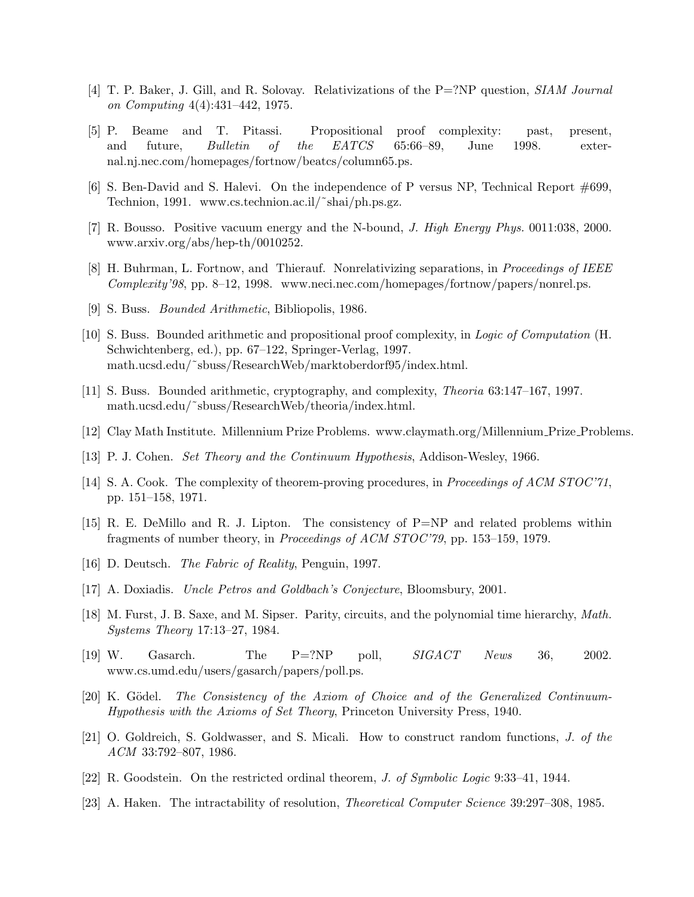[4] T. P. Baker, J. Gill, and R. Solovay. Relativizations of the P=?NP question, *SIAM Journal on Computing* 4(4):431–442, 1975.

[5] P. Beame and T. Pitassi. Propositional proof complexity: past, present, and future, *Bulletin of the EATCS* 65:66–89, June 1998. external.nj.nec.com/homepages/fortnow/beatcs/column65.ps.

[6] S. Ben-David and S. Halevi. On the independence of P versus NP, Technical Report #699, Technion, 1991. www.cs.technion.ac.il/~shai/ph.ps.gz.

[7] R. Bousso. Positive vacuum energy and the N-bound, *J. High Energy Phys.* 0011:038, 2000. www.arxiv.org/abs/hep-th/0010252.

[8] H. Buhrman, L. Fortnow, and Thierauf. Nonrelativizing separations, in *Proceedings of IEEE Complexity'98*, pp. 8–12, 1998. www.neci.nec.com/homepages/fortnow/papers/nonrel.ps.

[9] S. Buss. *Bounded Arithmetic*, Bibliopolis, 1986.

[10] S. Buss. Bounded arithmetic and propositional proof complexity, in *Logic of Computation* (H. Schwichtenberg, ed.), pp. 67–122, Springer-Verlag, 1997. math.ucsd.edu/~sbuss/ResearchWeb/marktoberdorf95/index.html.

[11] S. Buss. Bounded arithmetic, cryptography, and complexity, *Theoria* 63:147–167, 1997. math.ucsd.edu/~sbuss/ResearchWeb/theoria/index.html.

[12] Clay Math Institute. Millennium Prize Problems. www.claymath.org/Millennium_Prize_Problems.

[13] P. J. Cohen. *Set Theory and the Continuum Hypothesis*, Addison-Wesley, 1966.

[14] S. A. Cook. The complexity of theorem-proving procedures, in *Proceedings of ACM STOC'71*, pp. 151–158, 1971.

[15] R. E. DeMillo and R. J. Lipton. The consistency of P=NP and related problems within fragments of number theory, in *Proceedings of ACM STOC'79*, pp. 153–159, 1979.

[16] D. Deutsch. *The Fabric of Reality*, Penguin, 1997.

[17] A. Doxiadis. *Uncle Petros and Goldbach's Conjecture*, Bloomsbury, 2001.

[18] M. Furst, J. B. Saxe, and M. Sipser. Parity, circuits, and the polynomial time hierarchy, *Math. Systems Theory* 17:13–27, 1984.

[19] W. Gasarch. The P=?NP poll, *SIGACT News* 36, 2002. www.cs.umd.edu/users/gasarch/papers/poll.ps.

[20] K. Gödel. *The Consistency of the Axiom of Choice and of the Generalized Continuum-Hypothesis with the Axioms of Set Theory*, Princeton University Press, 1940.

[21] O. Goldreich, S. Goldwasser, and S. Micali. How to construct random functions, *J. of the ACM* 33:792–807, 1986.

[22] R. Goodstein. On the restricted ordinal theorem, *J. of Symbolic Logic* 9:33–41, 1944.

[23] A. Haken. The intractability of resolution, *Theoretical Computer Science* 39:297–308, 1985.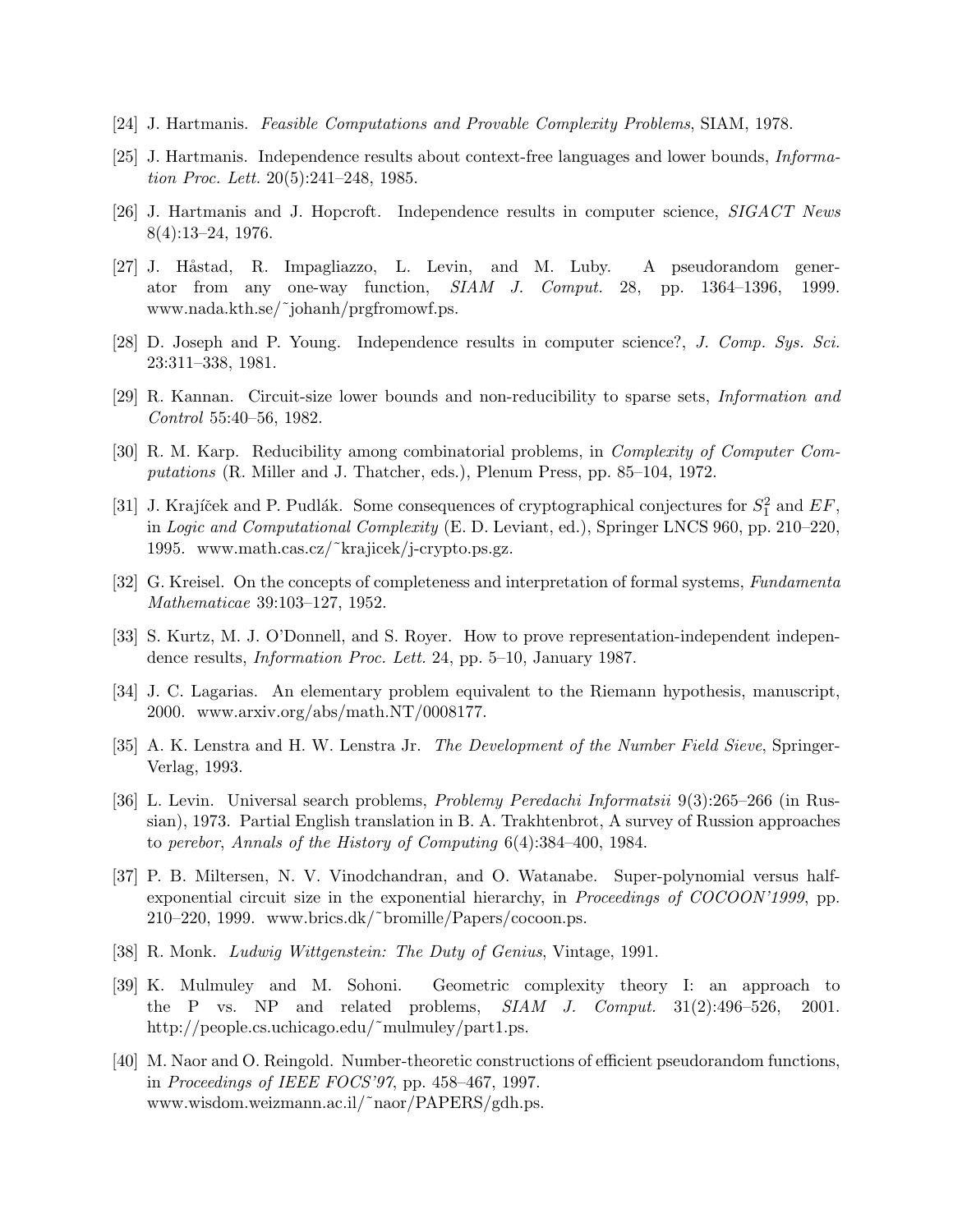[24] J. Hartmanis. *Feasible Computations and Provable Complexity Problems*, SIAM, 1978.

[25] J. Hartmanis. Independence results about context-free languages and lower bounds, *Information Proc. Lett.* 20(5):241–248, 1985.

[26] J. Hartmanis and J. Hopcroft. Independence results in computer science, *SIGACT News* 8(4):13–24, 1976.

[27] J. Håstad, R. Impagliazzo, L. Levin, and M. Luby. A pseudorandom generator from any one-way function, *SIAM J. Comput.* 28, pp. 1364–1396, 1999. www.nada.kth.se/~johanh/prgfromowf.ps.

[28] D. Joseph and P. Young. Independence results in computer science?, *J. Comp. Sys. Sci.* 23:311–338, 1981.

[29] R. Kannan. Circuit-size lower bounds and non-reducibility to sparse sets, *Information and Control* 55:40–56, 1982.

[30] R. M. Karp. Reducibility among combinatorial problems, in *Complexity of Computer Computations* (R. Miller and J. Thatcher, eds.), Plenum Press, pp. 85–104, 1972.

[31] J. Krajíček and P. Pudlák. Some consequences of cryptographical conjectures for $S_1^2$ and $EF$, in *Logic and Computational Complexity* (E. D. Leviant, ed.), Springer LNCS 960, pp. 210–220, 1995. www.math.cas.cz/~krajicek/j-crypto.ps.gz.

[32] G. Kreisel. On the concepts of completeness and interpretation of formal systems, *Fundamenta Mathematicae* 39:103–127, 1952.

[33] S. Kurtz, M. J. O'Donnell, and S. Royer. How to prove representation-independent independence results, *Information Proc. Lett.* 24, pp. 5–10, January 1987.

[34] J. C. Lagarias. An elementary problem equivalent to the Riemann hypothesis, manuscript, 2000. www.arxiv.org/abs/math.NT/0008177.

[35] A. K. Lenstra and H. W. Lenstra Jr. *The Development of the Number Field Sieve*, Springer-Verlag, 1993.

[36] L. Levin. Universal search problems, *Problemy Peredachi Informatsii* 9(3):265–266 (in Russian), 1973. Partial English translation in B. A. Trakhtenbrot, A survey of Russion approaches to *perebor*, *Annals of the History of Computing* 6(4):384–400, 1984.

[37] P. B. Miltersen, N. V. Vinodchandran, and O. Watanabe. Super-polynomial versus half-exponential circuit size in the exponential hierarchy, in *Proceedings of COCOON'1999*, pp. 210–220, 1999. www.brics.dk/~bromille/Papers/cocoon.ps.

[38] R. Monk. *Ludwig Wittgenstein: The Duty of Genius*, Vintage, 1991.

[39] K. Mulmuley and M. Sohoni. Geometric complexity theory I: an approach to the P vs. NP and related problems, *SIAM J. Comput.* 31(2):496–526, 2001. http://people.cs.uchicago.edu/~mulmuley/part1.ps.

[40] M. Naor and O. Reingold. Number-theoretic constructions of efficient pseudorandom functions, in *Proceedings of IEEE FOCS'97*, pp. 458–467, 1997. www.wisdom.weizmann.ac.il/~naor/PAPERS/gdh.ps.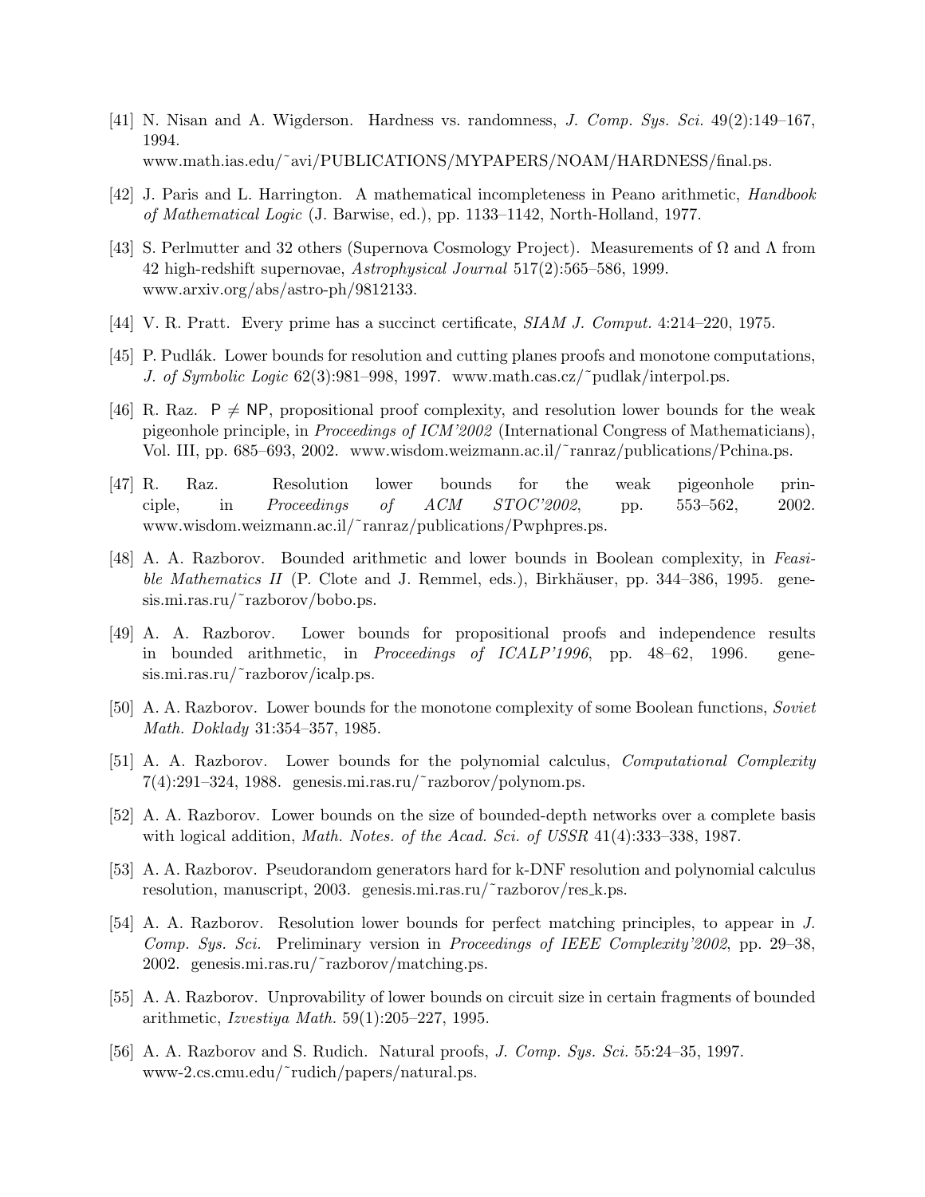[41] N. Nisan and A. Wigderson. Hardness vs. randomness, *J. Comp. Sys. Sci.* 49(2):149–167, 1994. www.math.ias.edu/˜avi/PUBLICATIONS/MYPAPERS/NOAM/HARDNESS/final.ps.

[42] J. Paris and L. Harrington. A mathematical incompleteness in Peano arithmetic, *Handbook of Mathematical Logic* (J. Barwise, ed.), pp. 1133–1142, North-Holland, 1977.

[43] S. Perlmutter and 32 others (Supernova Cosmology Project). Measurements of $\Omega$ and $\Lambda$ from 42 high-redshift supernovae, *Astrophysical Journal* 517(2):565–586, 1999. www.arxiv.org/abs/astro-ph/9812133.

[44] V. R. Pratt. Every prime has a succinct certificate, *SIAM J. Comput.* 4:214–220, 1975.

[45] P. Pudlák. Lower bounds for resolution and cutting planes proofs and monotone computations, *J. of Symbolic Logic* 62(3):981–998, 1997. www.math.cas.cz/˜pudlak/interpol.ps.

[46] R. Raz. $\mathsf{P} \neq \mathsf{NP}$, propositional proof complexity, and resolution lower bounds for the weak pigeonhole principle, in *Proceedings of ICM'2002* (International Congress of Mathematicians), Vol. III, pp. 685–693, 2002. www.wisdom.weizmann.ac.il/˜ranraz/publications/Pchina.ps.

[47] R. Raz. Resolution lower bounds for the weak pigeonhole principle, in *Proceedings of ACM STOC'2002*, pp. 553–562, 2002. www.wisdom.weizmann.ac.il/˜ranraz/publications/Pwphpres.ps.

[48] A. A. Razborov. Bounded arithmetic and lower bounds in Boolean complexity, in *Feasible Mathematics II* (P. Clote and J. Remmel, eds.), Birkhäuser, pp. 344–386, 1995. genesis.mi.ras.ru/˜razborov/bobo.ps.

[49] A. A. Razborov. Lower bounds for propositional proofs and independence results in bounded arithmetic, in *Proceedings of ICALP'1996*, pp. 48–62, 1996. genesis.mi.ras.ru/˜razborov/icalp.ps.

[50] A. A. Razborov. Lower bounds for the monotone complexity of some Boolean functions, *Soviet Math. Doklady* 31:354–357, 1985.

[51] A. A. Razborov. Lower bounds for the polynomial calculus, *Computational Complexity* 7(4):291–324, 1988. genesis.mi.ras.ru/˜razborov/polynom.ps.

[52] A. A. Razborov. Lower bounds on the size of bounded-depth networks over a complete basis with logical addition, *Math. Notes. of the Acad. Sci. of USSR* 41(4):333–338, 1987.

[53] A. A. Razborov. Pseudorandom generators hard for k-DNF resolution and polynomial calculus resolution, manuscript, 2003. genesis.mi.ras.ru/˜razborov/res_k.ps.

[54] A. A. Razborov. Resolution lower bounds for perfect matching principles, to appear in *J. Comp. Sys. Sci.* Preliminary version in *Proceedings of IEEE Complexity'2002*, pp. 29–38, 2002. genesis.mi.ras.ru/˜razborov/matching.ps.

[55] A. A. Razborov. Unprovability of lower bounds on circuit size in certain fragments of bounded arithmetic, *Izvestiya Math.* 59(1):205–227, 1995.

[56] A. A. Razborov and S. Rudich. Natural proofs, *J. Comp. Sys. Sci.* 55:24–35, 1997. www-2.cs.cmu.edu/˜rudich/papers/natural.ps.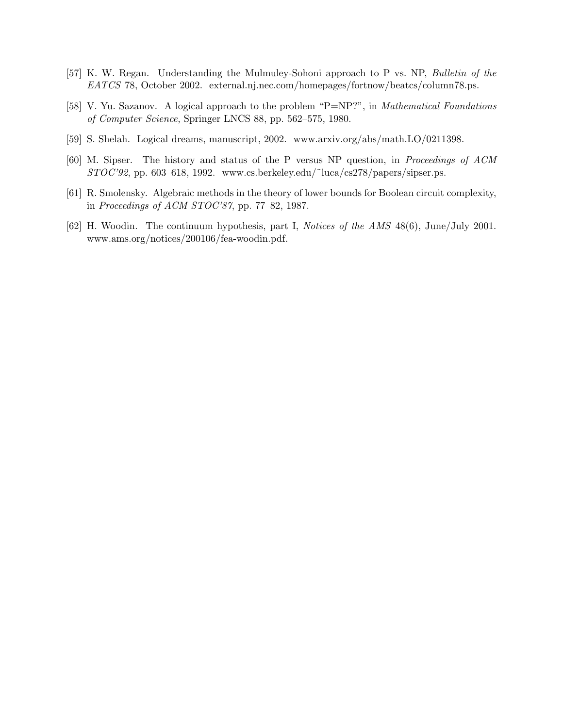[57] K. W. Regan. Understanding the Mulmuley-Sohoni approach to P vs. NP, *Bulletin of the EATCS* 78, October 2002. external.nj.nec.com/homepages/fortnow/beatcs/column78.ps.

[58] V. Yu. Sazanov. A logical approach to the problem "P=NP?", in *Mathematical Foundations of Computer Science*, Springer LNCS 88, pp. 562–575, 1980.

[59] S. Shelah. Logical dreams, manuscript, 2002. www.arxiv.org/abs/math.LO/0211398.

[60] M. Sipser. The history and status of the P versus NP question, in *Proceedings of ACM STOC'92*, pp. 603–618, 1992. www.cs.berkeley.edu/~luca/cs278/papers/sipser.ps.

[61] R. Smolensky. Algebraic methods in the theory of lower bounds for Boolean circuit complexity, in *Proceedings of ACM STOC'87*, pp. 77–82, 1987.

[62] H. Woodin. The continuum hypothesis, part I, *Notices of the AMS* 48(6), June/July 2001. www.ams.org/notices/200106/fea-woodin.pdf.